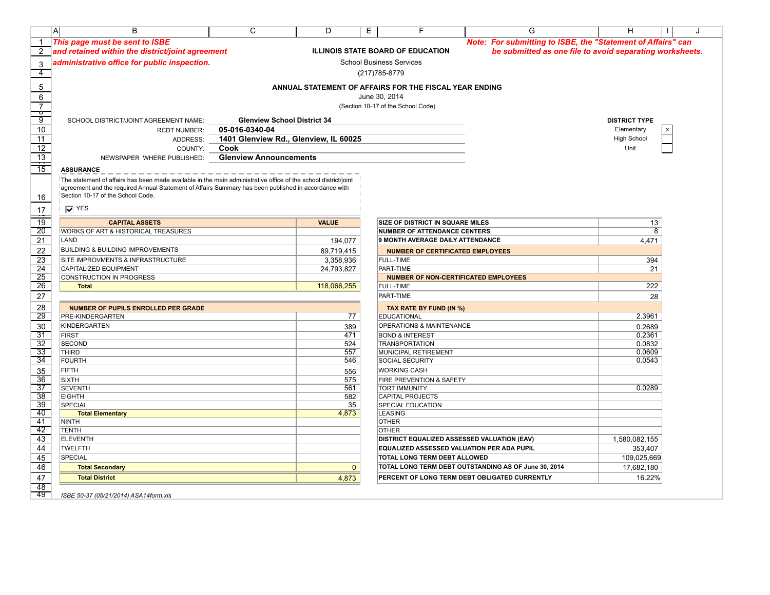*This page must be sent to ISBE and retained within the district/joint agreement administrative office for public inspection.*

*Note: For submitting to ISBE, the "Statement of Affairs" can be submitted as one file to avoid separating worksheets.*

**ILLINOIS STATE BOARD OF EDUCATION**

School Business Services

(217)785-8779

**ANNUAL STATEMENT OF AFFAIRS FOR THE FISCAL YEAR ENDING**

June 30, 2014

(Section 10-17 of the School Code)

| | |
|---|---|
| SCHOOL DISTRICT/JOINT AGREEMENT NAME: | **Glenview School District 34** |
| RCDT NUMBER: | **05-016-0340-04** |
| ADDRESS: | **1401 Glenview Rd., Glenview, IL 60025** |
| COUNTY: | **Cook** |
| NEWSPAPER WHERE PUBLISHED: | **Glenview Announcements** |

**DISTRICT TYPE**

| | |
|---|---|
| Elementary | x |
| High School | |
| Unit | |

**ASSURANCE**

The statement of affairs has been made available in the main administrative office of the school district/joint agreement and the required Annual Statement of Affairs Summary has been published in accordance with Section 10-17 of the School Code.

☑ YES

| CAPITAL ASSETS | VALUE |
|---|---|
| WORKS OF ART & HISTORICAL TREASURES | |
| LAND | 194,077 |
| BUILDING & BUILDING IMPROVEMENTS | 89,719,415 |
| SITE IMPROVMENTS & INFRASTRUCTURE | 3,358,936 |
| CAPITALIZED EQUIPMENT | 24,793,827 |
| CONSTRUCTION IN PROGRESS | |
| **Total** | 118,066,255 |

| NUMBER OF PUPILS ENROLLED PER GRADE | |
|---|---|
| PRE-KINDERGARTEN | 77 |
| KINDERGARTEN | 389 |
| FIRST | 471 |
| SECOND | 524 |
| THIRD | 557 |
| FOURTH | 546 |
| FIFTH | 556 |
| SIXTH | 575 |
| SEVENTH | 561 |
| EIGHTH | 582 |
| SPECIAL | 35 |
| **Total Elementary** | 4,873 |
| NINTH | |
| TENTH | |
| ELEVENTH | |
| TWELFTH | |
| SPECIAL | |
| **Total Secondary** | 0 |
| **Total District** | 4,873 |

| | |
|---|---|
| **SIZE OF DISTRICT IN SQUARE MILES** | 13 |
| **NUMBER OF ATTENDANCE CENTERS** | 8 |
| **9 MONTH AVERAGE DAILY ATTENDANCE** | 4,471 |
| **NUMBER OF CERTIFICATED EMPLOYEES** | |
| FULL-TIME | 394 |
| PART-TIME | 21 |
| **NUMBER OF NON-CERTIFICATED EMPLOYEES** | |
| FULL-TIME | 222 |
| PART-TIME | 28 |
| **TAX RATE BY FUND (IN %)** | |
| EDUCATIONAL | 2.3961 |
| OPERATIONS & MAINTENANCE | 0.2689 |
| BOND & INTEREST | 0.2361 |
| TRANSPORTATION | 0.0832 |
| MUNICIPAL RETIREMENT | 0.0609 |
| SOCIAL SECURITY | 0.0543 |
| WORKING CASH | |
| FIRE PREVENTION & SAFETY | |
| TORT IMMUNITY | 0.0289 |
| CAPITAL PROJECTS | |
| SPECIAL EDUCATION | |
| LEASING | |
| OTHER | |
| OTHER | |
| **DISTRICT EQUALIZED ASSESSED VALUATION (EAV)** | 1,580,082,155 |
| **EQUALIZED ASSESSED VALUATION PER ADA PUPIL** | 353,407 |
| **TOTAL LONG TERM DEBT ALLOWED** | 109,025,669 |
| **TOTAL LONG TERM DEBT OUTSTANDING AS OF June 30, 2014** | 17,682,180 |
| **PERCENT OF LONG TERM DEBT OBLIGATED CURRENTLY** | 16.22% |

*ISBE 50-37 (05/21/2014) ASA14form.xls*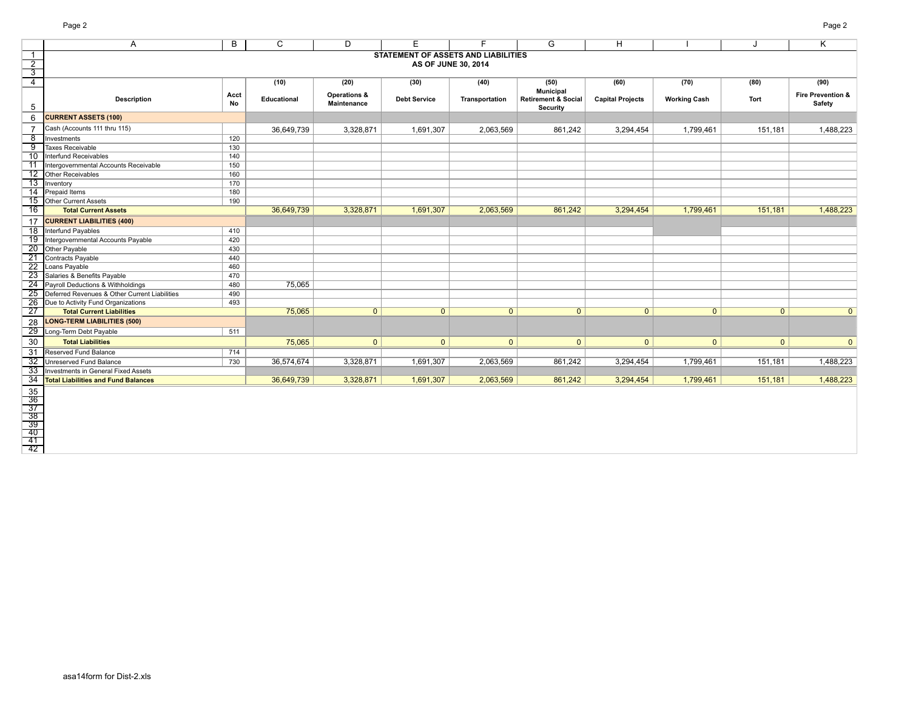## STATEMENT OF ASSETS AND LIABILITIES
### AS OF JUNE 30, 2014

| Description | Acct No | (10) Educational | (20) Operations & Maintenance | (30) Debt Service | (40) Transportation | (50) Municipal Retirement & Social Security | (60) Capital Projects | (70) Working Cash | (80) Tort | (90) Fire Prevention & Safety |
|---|---|---|---|---|---|---|---|---|---|---|
| **CURRENT ASSETS (100)** | | | | | | | | | | |
| Cash (Accounts 111 thru 115) | | 36,649,739 | 3,328,871 | 1,691,307 | 2,063,569 | 861,242 | 3,294,454 | 1,799,461 | 151,181 | 1,488,223 |
| Investments | 120 | | | | | | | | | |
| Taxes Receivable | 130 | | | | | | | | | |
| Interfund Receivables | 140 | | | | | | | | | |
| Intergovernmental Accounts Receivable | 150 | | | | | | | | | |
| Other Receivables | 160 | | | | | | | | | |
| Inventory | 170 | | | | | | | | | |
| Prepaid Items | 180 | | | | | | | | | |
| Other Current Assets | 190 | | | | | | | | | |
| **Total Current Assets** | | 36,649,739 | 3,328,871 | 1,691,307 | 2,063,569 | 861,242 | 3,294,454 | 1,799,461 | 151,181 | 1,488,223 |
| **CURRENT LIABILITIES (400)** | | | | | | | | | | |
| Interfund Payables | 410 | | | | | | | | | |
| Intergovernmental Accounts Payable | 420 | | | | | | | | | |
| Other Payable | 430 | | | | | | | | | |
| Contracts Payable | 440 | | | | | | | | | |
| Loans Payable | 460 | | | | | | | | | |
| Salaries & Benefits Payable | 470 | | | | | | | | | |
| Payroll Deductions & Withholdings | 480 | 75,065 | | | | | | | | |
| Deferred Revenues & Other Current Liabilities | 490 | | | | | | | | | |
| Due to Activity Fund Organizations | 493 | | | | | | | | | |
| **Total Current Liabilities** | | 75,065 | 0 | 0 | 0 | 0 | 0 | 0 | 0 | 0 |
| **LONG-TERM LIABILITIES (500)** | | | | | | | | | | |
| Long-Term Debt Payable | 511 | | | | | | | | | |
| **Total Liabilities** | | 75,065 | 0 | 0 | 0 | 0 | 0 | 0 | 0 | 0 |
| Reserved Fund Balance | 714 | | | | | | | | | |
| Unreserved Fund Balance | 730 | 36,574,674 | 3,328,871 | 1,691,307 | 2,063,569 | 861,242 | 3,294,454 | 1,799,461 | 151,181 | 1,488,223 |
| Investments in General Fixed Assets | | | | | | | | | | |
| **Total Liabilities and Fund Balances** | | 36,649,739 | 3,328,871 | 1,691,307 | 2,063,569 | 861,242 | 3,294,454 | 1,799,461 | 151,181 | 1,488,223 |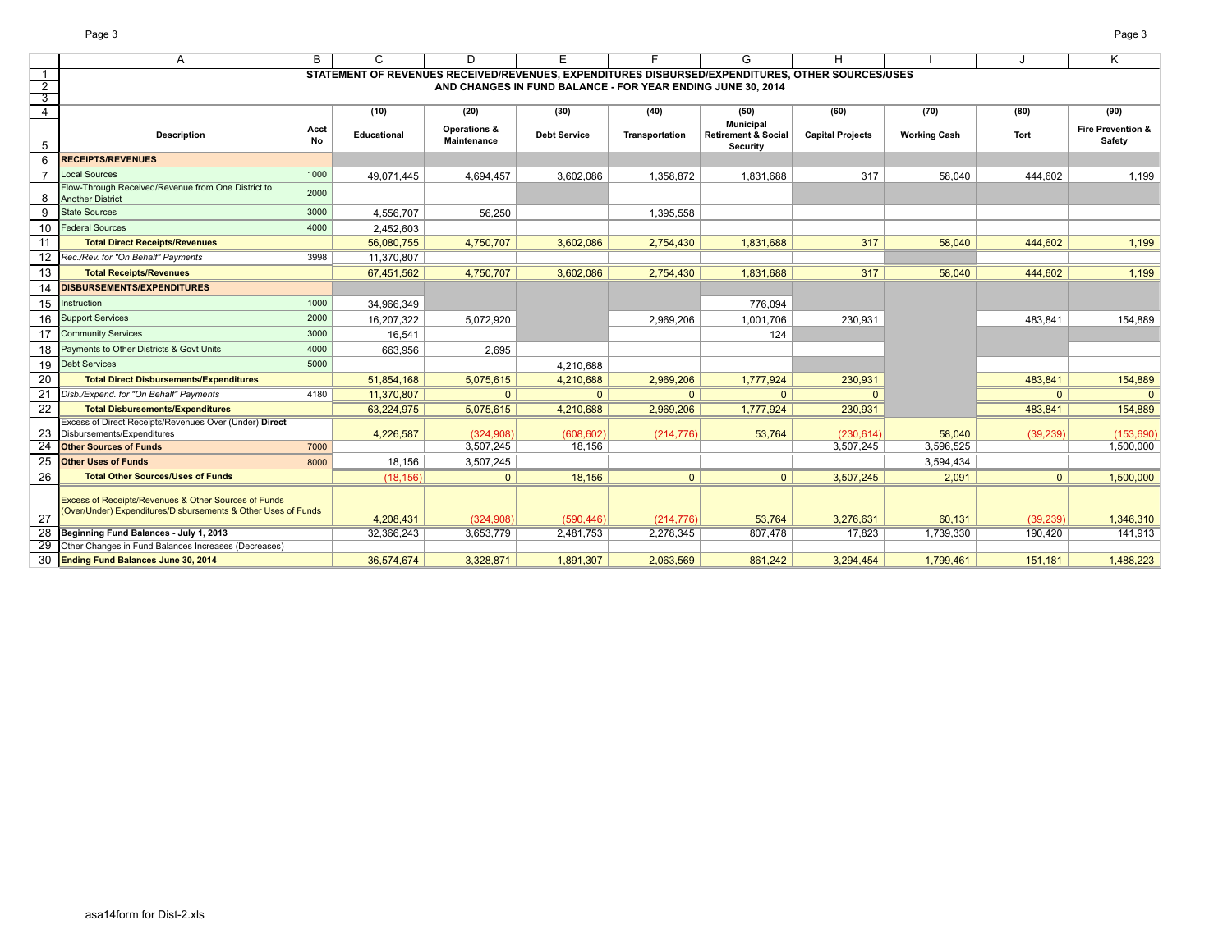## STATEMENT OF REVENUES RECEIVED/REVENUES, EXPENDITURES DISBURSED/EXPENDITURES, OTHER SOURCES/USES AND CHANGES IN FUND BALANCE - FOR YEAR ENDING JUNE 30, 2014

| Description | Acct No | (10) Educational | (20) Operations & Maintenance | (30) Debt Service | (40) Transportation | (50) Municipal Retirement & Social Security | (60) Capital Projects | (70) Working Cash | (80) Tort | (90) Fire Prevention & Safety |
|---|---|---|---|---|---|---|---|---|---|---|
| **RECEIPTS/REVENUES** | | | | | | | | | | |
| Local Sources | 1000 | 49,071,445 | 4,694,457 | 3,602,086 | 1,358,872 | 1,831,688 | 317 | 58,040 | 444,602 | 1,199 |
| Flow-Through Received/Revenue from One District to Another District | 2000 | | | | | | | | | |
| State Sources | 3000 | 4,556,707 | 56,250 | | 1,395,558 | | | | | |
| Federal Sources | 4000 | 2,452,603 | | | | | | | | |
| **Total Direct Receipts/Revenues** | | 56,080,755 | 4,750,707 | 3,602,086 | 2,754,430 | 1,831,688 | 317 | 58,040 | 444,602 | 1,199 |
| *Rec./Rev. for "On Behalf" Payments* | 3998 | 11,370,807 | | | | | | | | |
| **Total Receipts/Revenues** | | 67,451,562 | 4,750,707 | 3,602,086 | 2,754,430 | 1,831,688 | 317 | 58,040 | 444,602 | 1,199 |
| **DISBURSEMENTS/EXPENDITURES** | | | | | | | | | | |
| Instruction | 1000 | 34,966,349 | | | | 776,094 | | | | |
| Support Services | 2000 | 16,207,322 | 5,072,920 | | 2,969,206 | 1,001,706 | 230,931 | | 483,841 | 154,889 |
| Community Services | 3000 | 16,541 | | | | 124 | | | | |
| Payments to Other Districts & Govt Units | 4000 | 663,956 | 2,695 | | | | | | | |
| Debt Services | 5000 | | | 4,210,688 | | | | | | |
| **Total Direct Disbursements/Expenditures** | | 51,854,168 | 5,075,615 | 4,210,688 | 2,969,206 | 1,777,924 | 230,931 | | 483,841 | 154,889 |
| *Disb./Expend. for "On Behalf" Payments* | 4180 | 11,370,807 | 0 | 0 | 0 | 0 | 0 | | 0 | 0 |
| **Total Disbursements/Expenditures** | | 63,224,975 | 5,075,615 | 4,210,688 | 2,969,206 | 1,777,924 | 230,931 | | 483,841 | 154,889 |
| Excess of Direct Receipts/Revenues Over (Under) **Direct** Disbursements/Expenditures | | 4,226,587 | (324,908) | (608,602) | (214,776) | 53,764 | (230,614) | 58,040 | (39,239) | (153,690) |
| **Other Sources of Funds** | 7000 | | 3,507,245 | 18,156 | | | 3,507,245 | 3,596,525 | | 1,500,000 |
| **Other Uses of Funds** | 8000 | 18,156 | 3,507,245 | | | | | 3,594,434 | | |
| **Total Other Sources/Uses of Funds** | | (18,156) | 0 | 18,156 | 0 | 0 | 3,507,245 | 2,091 | 0 | 1,500,000 |
| Excess of Receipts/Revenues & Other Sources of Funds (Over/Under) Expenditures/Disbursements & Other Uses of Funds | | 4,208,431 | (324,908) | (590,446) | (214,776) | 53,764 | 3,276,631 | 60,131 | (39,239) | 1,346,310 |
| **Beginning Fund Balances - July 1, 2013** | | 32,366,243 | 3,653,779 | 2,481,753 | 2,278,345 | 807,478 | 17,823 | 1,739,330 | 190,420 | 141,913 |
| Other Changes in Fund Balances Increases (Decreases) | | | | | | | | | | |
| **Ending Fund Balances June 30, 2014** | | 36,574,674 | 3,328,871 | 1,891,307 | 2,063,569 | 861,242 | 3,294,454 | 1,799,461 | 151,181 | 1,488,223 |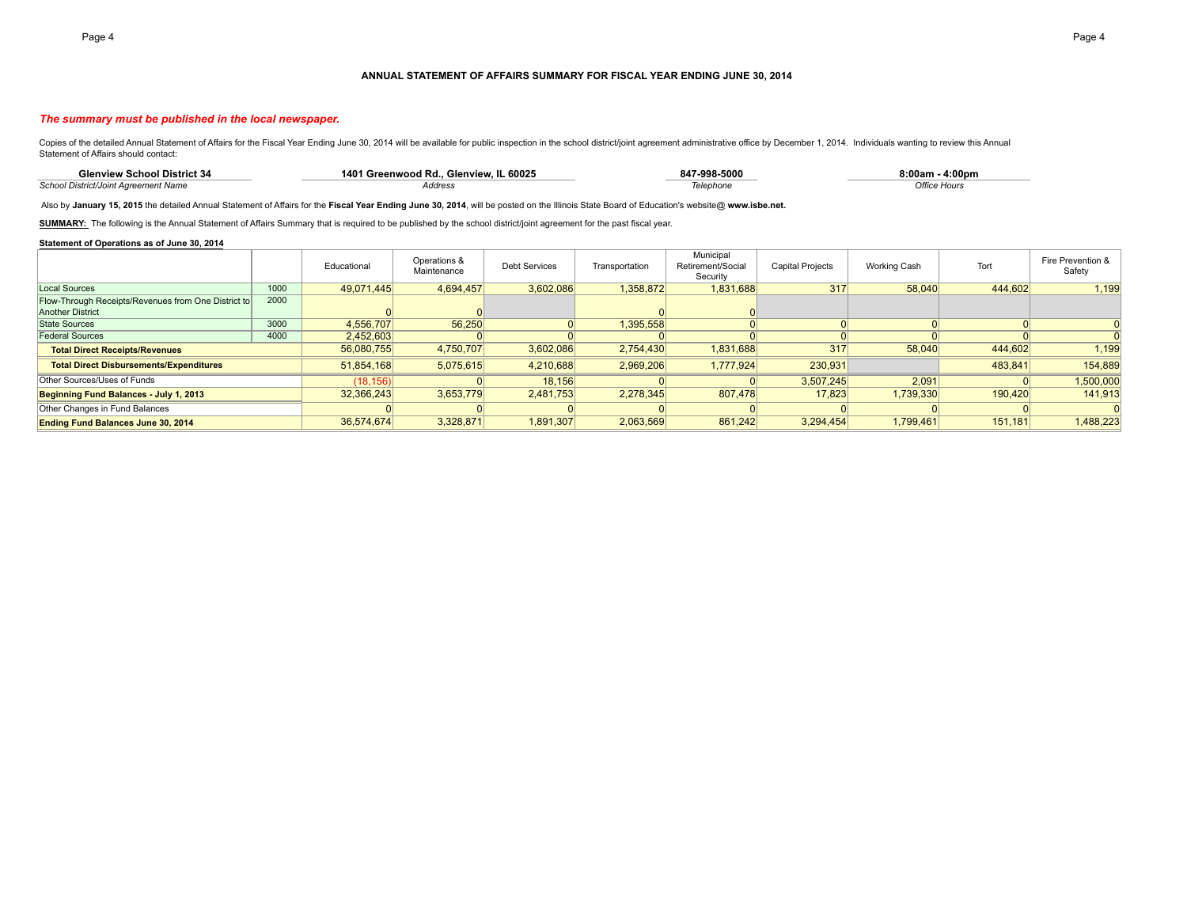### ANNUAL STATEMENT OF AFFAIRS SUMMARY FOR FISCAL YEAR ENDING JUNE 30, 2014

***The summary must be published in the local newspaper.***

Copies of the detailed Annual Statement of Affairs for the Fiscal Year Ending June 30, 2014 will be available for public inspection in the school district/joint agreement administrative office by December 1, 2014. Individuals wanting to review this Annual Statement of Affairs should contact:

| **Glenview School District 34** | **1401 Greenwood Rd., Glenview, IL 60025** | **847-998-5000** | **8:00am - 4:00pm** |
|---|---|---|---|
| *School District/Joint Agreement Name* | *Address* | *Telephone* | *Office Hours* |

Also by **January 15, 2015** the detailed Annual Statement of Affairs for the **Fiscal Year Ending June 30, 2014**, will be posted on the Illinois State Board of Education's website@ **www.isbe.net.**

**SUMMARY:** The following is the Annual Statement of Affairs Summary that is required to be published by the school district/joint agreement for the past fiscal year.

**Statement of Operations as of June 30, 2014**

| | | Educational | Operations & Maintenance | Debt Services | Transportation | Municipal Retirement/Social Security | Capital Projects | Working Cash | Tort | Fire Prevention & Safety |
|---|---|---|---|---|---|---|---|---|---|---|
| Local Sources | 1000 | 49,071,445 | 4,694,457 | 3,602,086 | 1,358,872 | 1,831,688 | 317 | 58,040 | 444,602 | 1,199 |
| Flow-Through Receipts/Revenues from One District to Another District | 2000 | 0 | 0 | | 0 | 0 | | | | |
| State Sources | 3000 | 4,556,707 | 56,250 | 0 | 1,395,558 | 0 | 0 | 0 | 0 | 0 |
| Federal Sources | 4000 | 2,452,603 | 0 | 0 | 0 | 0 | 0 | 0 | 0 | 0 |
| **Total Direct Receipts/Revenues** | | 56,080,755 | 4,750,707 | 3,602,086 | 2,754,430 | 1,831,688 | 317 | 58,040 | 444,602 | 1,199 |
| **Total Direct Disbursements/Expenditures** | | 51,854,168 | 5,075,615 | 4,210,688 | 2,969,206 | 1,777,924 | 230,931 | | 483,841 | 154,889 |
| Other Sources/Uses of Funds | | (18,156) | 0 | 18,156 | 0 | 0 | 3,507,245 | 2,091 | 0 | 1,500,000 |
| **Beginning Fund Balances - July 1, 2013** | | 32,366,243 | 3,653,779 | 2,481,753 | 2,278,345 | 807,478 | 17,823 | 1,739,330 | 190,420 | 141,913 |
| Other Changes in Fund Balances | | 0 | 0 | 0 | 0 | 0 | 0 | 0 | 0 | 0 |
| **Ending Fund Balances June 30, 2014** | | 36,574,674 | 3,328,871 | 1,891,307 | 2,063,569 | 861,242 | 3,294,454 | 1,799,461 | 151,181 | 1,488,223 |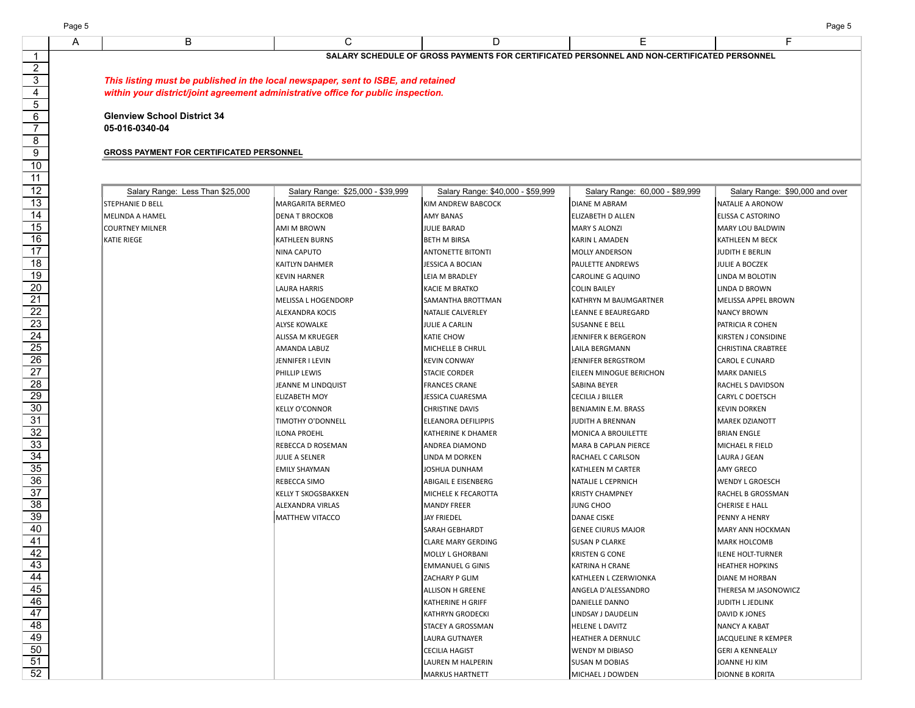**SALARY SCHEDULE OF GROSS PAYMENTS FOR CERTIFICATED PERSONNEL AND NON-CERTIFICATED PERSONNEL**

***This listing must be published in the local newspaper, sent to ISBE, and retained within your district/joint agreement administrative office for public inspection.***

**Glenview School District 34**
**05-016-0340-04**

**GROSS PAYMENT FOR CERTIFICATED PERSONNEL**

| Salary Range: Less Than $25,000 | Salary Range: $25,000 - $39,999 | Salary Range: $40,000 - $59,999 | Salary Range: 60,000 - $89,999 | Salary Range: $90,000 and over |
|---|---|---|---|---|
| STEPHANIE D BELL | MARGARITA BERMEO | KIM ANDREW BABCOCK | DIANE M ABRAM | NATALIE A ARONOW |
| MELINDA A HAMEL | DENA T BROCKOB | AMY BANAS | ELIZABETH D ALLEN | ELISSA C ASTORINO |
| COURTNEY MILNER | AMI M BROWN | JULIE BARAD | MARY S ALONZI | MARY LOU BALDWIN |
| KATIE RIEGE | KATHLEEN BURNS | BETH M BIRSA | KARIN L AMADEN | KATHLEEN M BECK |
| | NINA CAPUTO | ANTONETTE BITONTI | MOLLY ANDERSON | JUDITH E BERLIN |
| | KAITLYN DAHMER | JESSICA A BOCIAN | PAULETTE ANDREWS | JULIE A BOCZEK |
| | KEVIN HARNER | LEIA M BRADLEY | CAROLINE G AQUINO | LINDA M BOLOTIN |
| | LAURA HARRIS | KACIE M BRATKO | COLIN BAILEY | LINDA D BROWN |
| | MELISSA L HOGENDORP | SAMANTHA BROTTMAN | KATHRYN M BAUMGARTNER | MELISSA APPEL BROWN |
| | ALEXANDRA KOCIS | NATALIE CALVERLEY | LEANNE E BEAUREGARD | NANCY BROWN |
| | ALYSE KOWALKE | JULIE A CARLIN | SUSANNE E BELL | PATRICIA R COHEN |
| | ALISSA M KRUEGER | KATIE CHOW | JENNIFER K BERGERON | KIRSTEN J CONSIDINE |
| | AMANDA LABUZ | MICHELLE B CHRUL | LAILA BERGMANN | CHRISTINA CRABTREE |
| | JENNIFER I LEVIN | KEVIN CONWAY | JENNIFER BERGSTROM | CAROL E CUNARD |
| | PHILLIP LEWIS | STACIE CORDER | EILEEN MINOGUE BERICHON | MARK DANIELS |
| | JEANNE M LINDQUIST | FRANCES CRANE | SABINA BEYER | RACHEL S DAVIDSON |
| | ELIZABETH MOY | JESSICA CUARESMA | CECILIA J BILLER | CARYL C DOETSCH |
| | KELLY O'CONNOR | CHRISTINE DAVIS | BENJAMIN E.M. BRASS | KEVIN DORKEN |
| | TIMOTHY O'DONNELL | ELEANORA DEFILIPPIS | JUDITH A BRENNAN | MAREK DZIANOTT |
| | ILONA PROEHL | KATHERINE K DHAMER | MONICA A BROUILETTE | BRIAN ENGLE |
| | REBECCA D ROSEMAN | ANDREA DIAMOND | MARA B CAPLAN PIERCE | MICHAEL R FIELD |
| | JULIE A SELNER | LINDA M DORKEN | RACHAEL C CARLSON | LAURA J GEAN |
| | EMILY SHAYMAN | JOSHUA DUNHAM | KATHLEEN M CARTER | AMY GRECO |
| | REBECCA SIMO | ABIGAIL E EISENBERG | NATALIE L CEPRNICH | WENDY L GROESCH |
| | KELLY T SKOGSBAKKEN | MICHELE K FECAROTTA | KRISTY CHAMPNEY | RACHEL B GROSSMAN |
| | ALEXANDRA VIRLAS | MANDY FREER | JUNG CHOO | CHERISE E HALL |
| | MATTHEW VITACCO | JAY FRIEDEL | DANAE CISKE | PENNY A HENRY |
| | | SARAH GEBHARDT | GENEE CIURUS MAJOR | MARY ANN HOCKMAN |
| | | CLARE MARY GERDING | SUSAN P CLARKE | MARK HOLCOMB |
| | | MOLLY L GHORBANI | KRISTEN G CONE | ILENE HOLT-TURNER |
| | | EMMANUEL G GINIS | KATRINA H CRANE | HEATHER HOPKINS |
| | | ZACHARY P GLIM | KATHLEEN L CZERWIONKA | DIANE M HORBAN |
| | | ALLISON H GREENE | ANGELA D'ALESSANDRO | THERESA M JASONOWICZ |
| | | KATHERINE H GRIFF | DANIELLE DANNO | JUDITH L JEDLINK |
| | | KATHRYN GRODECKI | LINDSAY J DAUDELIN | DAVID K JONES |
| | | STACEY A GROSSMAN | HELENE L DAVITZ | NANCY A KABAT |
| | | LAURA GUTNAYER | HEATHER A DERNULC | JACQUELINE R KEMPER |
| | | CECILIA HAGIST | WENDY M DIBIASO | GERI A KENNEALLY |
| | | LAUREN M HALPERIN | SUSAN M DOBIAS | JOANNE HJ KIM |
| | | MARKUS HARTNETT | MICHAEL J DOWDEN | DIONNE B KORITA |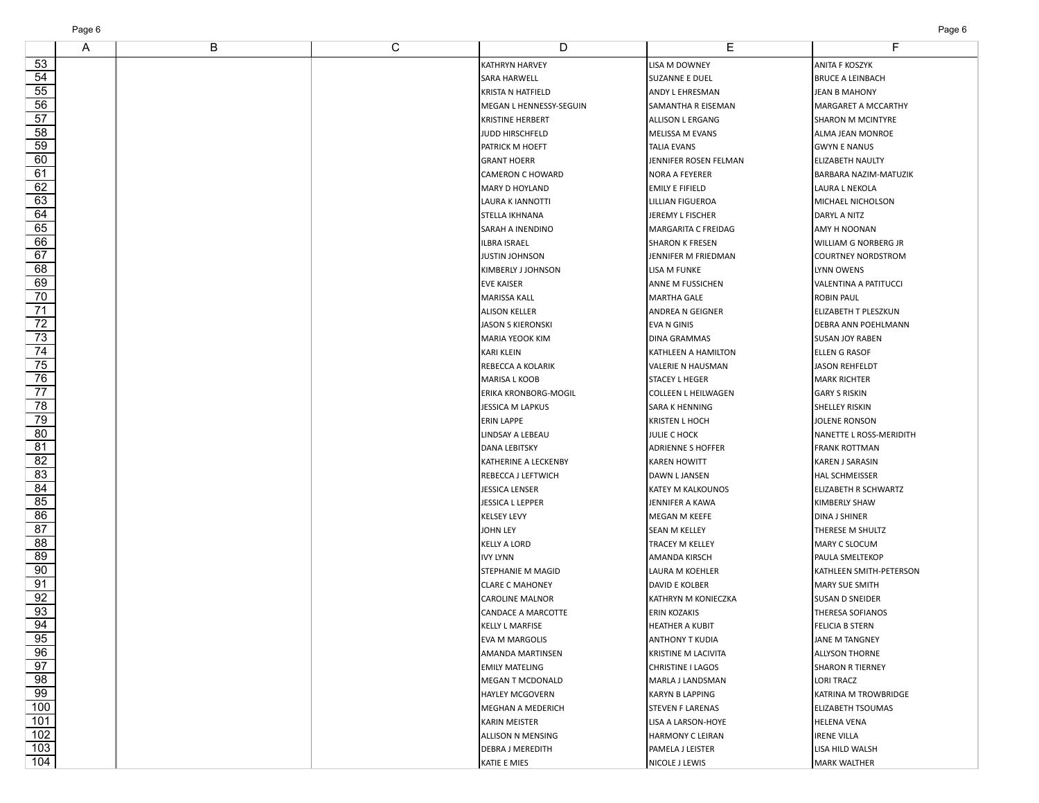| | A | B | C | D | E | F |
|---|---|---|---|---|---|---|
| 53 | | | | KATHRYN HARVEY | LISA M DOWNEY | ANITA F KOSZYK |
| 54 | | | | SARA HARWELL | SUZANNE E DUEL | BRUCE A LEINBACH |
| 55 | | | | KRISTA N HATFIELD | ANDY L EHRESMAN | JEAN B MAHONY |
| 56 | | | | MEGAN L HENNESSY-SEGUIN | SAMANTHA R EISEMAN | MARGARET A MCCARTHY |
| 57 | | | | KRISTINE HERBERT | ALLISON L ERGANG | SHARON M MCINTYRE |
| 58 | | | | JUDD HIRSCHFELD | MELISSA M EVANS | ALMA JEAN MONROE |
| 59 | | | | PATRICK M HOEFT | TALIA EVANS | GWYN E NANUS |
| 60 | | | | GRANT HOERR | JENNIFER ROSEN FELMAN | ELIZABETH NAULTY |
| 61 | | | | CAMERON C HOWARD | NORA A FEYERER | BARBARA NAZIM-MATUZIK |
| 62 | | | | MARY D HOYLAND | EMILY E FIFIELD | LAURA L NEKOLA |
| 63 | | | | LAURA K IANNOTTI | LILLIAN FIGUEROA | MICHAEL NICHOLSON |
| 64 | | | | STELLA IKHNANA | JEREMY L FISCHER | DARYL A NITZ |
| 65 | | | | SARAH A INENDINO | MARGARITA C FREIDAG | AMY H NOONAN |
| 66 | | | | ILBRA ISRAEL | SHARON K FRESEN | WILLIAM G NORBERG JR |
| 67 | | | | JUSTIN JOHNSON | JENNIFER M FRIEDMAN | COURTNEY NORDSTROM |
| 68 | | | | KIMBERLY J JOHNSON | LISA M FUNKE | LYNN OWENS |
| 69 | | | | EVE KAISER | ANNE M FUSSICHEN | VALENTINA A PATITUCCI |
| 70 | | | | MARISSA KALL | MARTHA GALE | ROBIN PAUL |
| 71 | | | | ALISON KELLER | ANDREA N GEIGNER | ELIZABETH T PLESZKUN |
| 72 | | | | JASON S KIERONSKI | EVA N GINIS | DEBRA ANN POEHLMANN |
| 73 | | | | MARIA YEOOK KIM | DINA GRAMMAS | SUSAN JOY RABEN |
| 74 | | | | KARI KLEIN | KATHLEEN A HAMILTON | ELLEN G RASOF |
| 75 | | | | REBECCA A KOLARIK | VALERIE N HAUSMAN | JASON REHFELDT |
| 76 | | | | MARISA L KOOB | STACEY L HEGER | MARK RICHTER |
| 77 | | | | ERIKA KRONBORG-MOGIL | COLLEEN L HEILWAGEN | GARY S RISKIN |
| 78 | | | | JESSICA M LAPKUS | SARA K HENNING | SHELLEY RISKIN |
| 79 | | | | ERIN LAPPE | KRISTEN L HOCH | JOLENE RONSON |
| 80 | | | | LINDSAY A LEBEAU | JULIE C HOCK | NANETTE L ROSS-MERIDITH |
| 81 | | | | DANA LEBITSKY | ADRIENNE S HOFFER | FRANK ROTTMAN |
| 82 | | | | KATHERINE A LECKENBY | KAREN HOWITT | KAREN J SARASIN |
| 83 | | | | REBECCA J LEFTWICH | DAWN L JANSEN | HAL SCHMEISSER |
| 84 | | | | JESSICA LENSER | KATEY M KALKOUNOS | ELIZABETH R SCHWARTZ |
| 85 | | | | JESSICA L LEPPER | JENNIFER A KAWA | KIMBERLY SHAW |
| 86 | | | | KELSEY LEVY | MEGAN M KEEFE | DINA J SHINER |
| 87 | | | | JOHN LEY | SEAN M KELLEY | THERESE M SHULTZ |
| 88 | | | | KELLY A LORD | TRACEY M KELLEY | MARY C SLOCUM |
| 89 | | | | IVY LYNN | AMANDA KIRSCH | PAULA SMELTEKOP |
| 90 | | | | STEPHANIE M MAGID | LAURA M KOEHLER | KATHLEEN SMITH-PETERSON |
| 91 | | | | CLARE C MAHONEY | DAVID E KOLBER | MARY SUE SMITH |
| 92 | | | | CAROLINE MALNOR | KATHRYN M KONIECZKA | SUSAN D SNEIDER |
| 93 | | | | CANDACE A MARCOTTE | ERIN KOZAKIS | THERESA SOFIANOS |
| 94 | | | | KELLY L MARFISE | HEATHER A KUBIT | FELICIA B STERN |
| 95 | | | | EVA M MARGOLIS | ANTHONY T KUDIA | JANE M TANGNEY |
| 96 | | | | AMANDA MARTINSEN | KRISTINE M LACIVITA | ALLYSON THORNE |
| 97 | | | | EMILY MATELING | CHRISTINE I LAGOS | SHARON R TIERNEY |
| 98 | | | | MEGAN T MCDONALD | MARLA J LANDSMAN | LORI TRACZ |
| 99 | | | | HAYLEY MCGOVERN | KARYN B LAPPING | KATRINA M TROWBRIDGE |
| 100 | | | | MEGHAN A MEDERICH | STEVEN F LARENAS | ELIZABETH TSOUMAS |
| 101 | | | | KARIN MEISTER | LISA A LARSON-HOYE | HELENA VENA |
| 102 | | | | ALLISON N MENSING | HARMONY C LEIRAN | IRENE VILLA |
| 103 | | | | DEBRA J MEREDITH | PAMELA J LEISTER | LISA HILD WALSH |
| 104 | | | | KATIE E MIES | NICOLE J LEWIS | MARK WALTHER |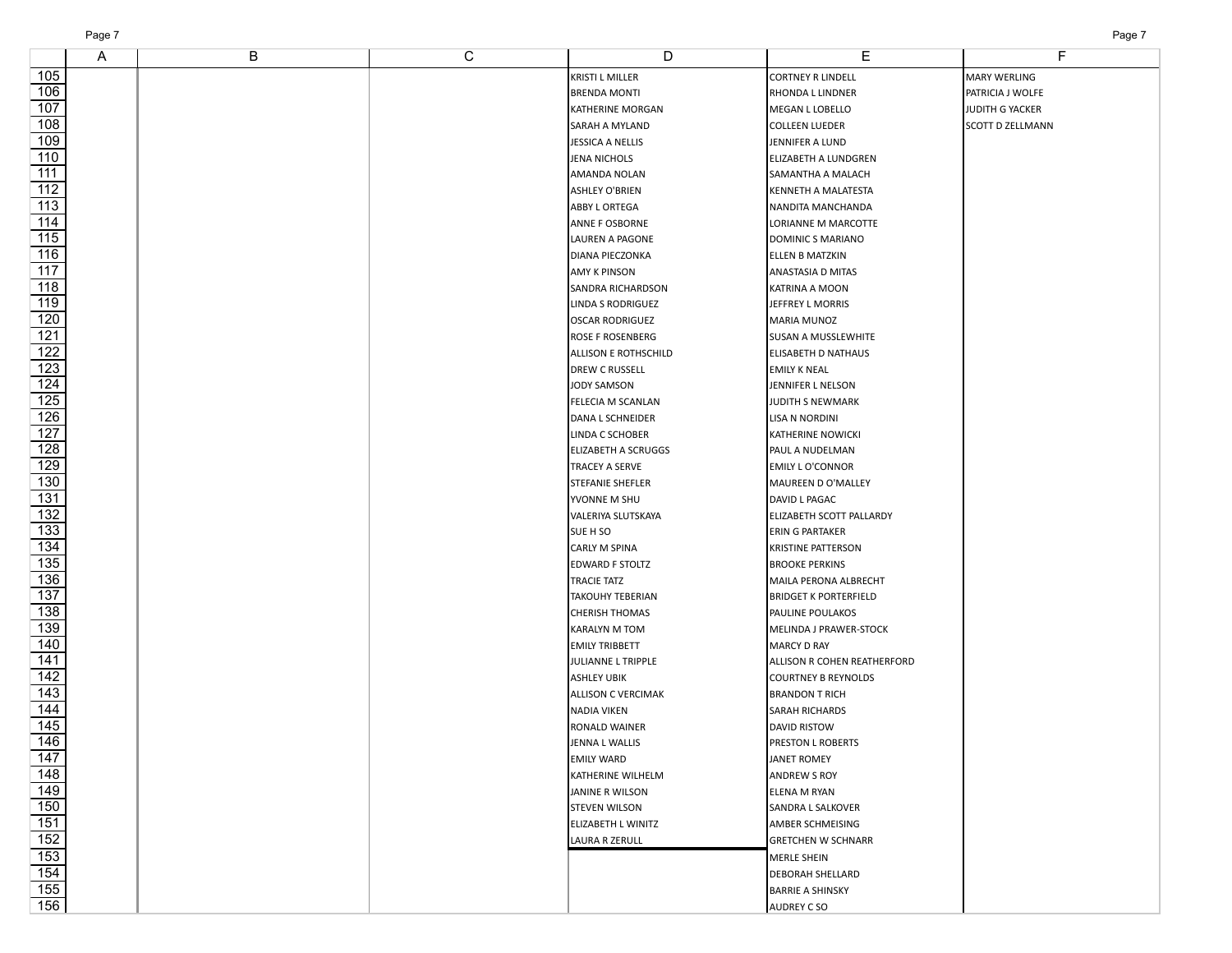| | A | B | C | D | E | F |
|---|---|---|---|---|---|---|
| 105 | | | | KRISTI L MILLER | CORTNEY R LINDELL | MARY WERLING |
| 106 | | | | BRENDA MONTI | RHONDA L LINDNER | PATRICIA J WOLFE |
| 107 | | | | KATHERINE MORGAN | MEGAN L LOBELLO | JUDITH G YACKER |
| 108 | | | | SARAH A MYLAND | COLLEEN LUEDER | SCOTT D ZELLMANN |
| 109 | | | | JESSICA A NELLIS | JENNIFER A LUND | |
| 110 | | | | JENA NICHOLS | ELIZABETH A LUNDGREN | |
| 111 | | | | AMANDA NOLAN | SAMANTHA A MALACH | |
| 112 | | | | ASHLEY O'BRIEN | KENNETH A MALATESTA | |
| 113 | | | | ABBY L ORTEGA | NANDITA MANCHANDA | |
| 114 | | | | ANNE F OSBORNE | LORIANNE M MARCOTTE | |
| 115 | | | | LAUREN A PAGONE | DOMINIC S MARIANO | |
| 116 | | | | DIANA PIECZONKA | ELLEN B MATZKIN | |
| 117 | | | | AMY K PINSON | ANASTASIA D MITAS | |
| 118 | | | | SANDRA RICHARDSON | KATRINA A MOON | |
| 119 | | | | LINDA S RODRIGUEZ | JEFFREY L MORRIS | |
| 120 | | | | OSCAR RODRIGUEZ | MARIA MUNOZ | |
| 121 | | | | ROSE F ROSENBERG | SUSAN A MUSSLEWHITE | |
| 122 | | | | ALLISON E ROTHSCHILD | ELISABETH D NATHAUS | |
| 123 | | | | DREW C RUSSELL | EMILY K NEAL | |
| 124 | | | | JODY SAMSON | JENNIFER L NELSON | |
| 125 | | | | FELECIA M SCANLAN | JUDITH S NEWMARK | |
| 126 | | | | DANA L SCHNEIDER | LISA N NORDINI | |
| 127 | | | | LINDA C SCHOBER | KATHERINE NOWICKI | |
| 128 | | | | ELIZABETH A SCRUGGS | PAUL A NUDELMAN | |
| 129 | | | | TRACEY A SERVE | EMILY L O'CONNOR | |
| 130 | | | | STEFANIE SHEFLER | MAUREEN D O'MALLEY | |
| 131 | | | | YVONNE M SHU | DAVID L PAGAC | |
| 132 | | | | VALERIYA SLUTSKAYA | ELIZABETH SCOTT PALLARDY | |
| 133 | | | | SUE H SO | ERIN G PARTAKER | |
| 134 | | | | CARLY M SPINA | KRISTINE PATTERSON | |
| 135 | | | | EDWARD F STOLTZ | BROOKE PERKINS | |
| 136 | | | | TRACIE TATZ | MAILA PERONA ALBRECHT | |
| 137 | | | | TAKOUHY TEBERIAN | BRIDGET K PORTERFIELD | |
| 138 | | | | CHERISH THOMAS | PAULINE POULAKOS | |
| 139 | | | | KARALYN M TOM | MELINDA J PRAWER-STOCK | |
| 140 | | | | EMILY TRIBBETT | MARCY D RAY | |
| 141 | | | | JULIANNE L TRIPPLE | ALLISON R COHEN REATHERFORD | |
| 142 | | | | ASHLEY UBIK | COURTNEY B REYNOLDS | |
| 143 | | | | ALLISON C VERCIMAK | BRANDON T RICH | |
| 144 | | | | NADIA VIKEN | SARAH RICHARDS | |
| 145 | | | | RONALD WAINER | DAVID RISTOW | |
| 146 | | | | JENNA L WALLIS | PRESTON L ROBERTS | |
| 147 | | | | EMILY WARD | JANET ROMEY | |
| 148 | | | | KATHERINE WILHELM | ANDREW S ROY | |
| 149 | | | | JANINE R WILSON | ELENA M RYAN | |
| 150 | | | | STEVEN WILSON | SANDRA L SALKOVER | |
| 151 | | | | ELIZABETH L WINITZ | AMBER SCHMEISING | |
| 152 | | | | LAURA R ZERULL | GRETCHEN W SCHNARR | |
| 153 | | | | | MERLE SHEIN | |
| 154 | | | | | DEBORAH SHELLARD | |
| 155 | | | | | BARRIE A SHINSKY | |
| 156 | | | | | AUDREY C SO | |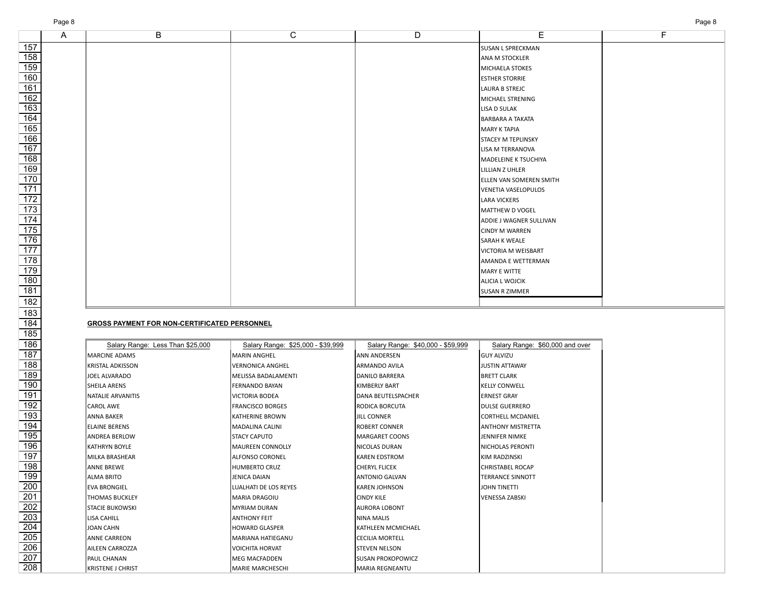| | | | |
|---|---|---|---|
| | | | SUSAN L SPRECKMAN |
| | | | ANA M STOCKLER |
| | | | MICHAELA STOKES |
| | | | ESTHER STORRIE |
| | | | LAURA B STREJC |
| | | | MICHAEL STRENING |
| | | | LISA D SULAK |
| | | | BARBARA A TAKATA |
| | | | MARY K TAPIA |
| | | | STACEY M TEPLINSKY |
| | | | LISA M TERRANOVA |
| | | | MADELEINE K TSUCHIYA |
| | | | LILLIAN Z UHLER |
| | | | ELLEN VAN SOMEREN SMITH |
| | | | VENETIA VASELOPULOS |
| | | | LARA VICKERS |
| | | | MATTHEW D VOGEL |
| | | | ADDIE J WAGNER SULLIVAN |
| | | | CINDY M WARREN |
| | | | SARAH K WEALE |
| | | | VICTORIA M WEISBART |
| | | | AMANDA E WETTERMAN |
| | | | MARY E WITTE |
| | | | ALICIA L WOJCIK |
| | | | SUSAN R ZIMMER |

**GROSS PAYMENT FOR NON-CERTIFICATED PERSONNEL**

| Salary Range: Less Than $25,000 | Salary Range: $25,000 - $39,999 | Salary Range: $40,000 - $59,999 | Salary Range: $60,000 and over |
|---|---|---|---|
| MARCINE ADAMS | MARIN ANGHEL | ANN ANDERSEN | GUY ALVIZU |
| KRISTAL ADKISSON | VERNONICA ANGHEL | ARMANDO AVILA | JUSTIN ATTAWAY |
| JOEL ALVARADO | MELISSA BADALAMENTI | DANILO BARRERA | BRETT CLARK |
| SHEILA ARENS | FERNANDO BAYAN | KIMBERLY BART | KELLY CONWELL |
| NATALIE ARVANITIS | VICTORIA BODEA | DANA BEUTELSPACHER | ERNEST GRAY |
| CAROL AWE | FRANCISCO BORGES | RODICA BORCUTA | DULSE GUERRERO |
| ANNA BAKER | KATHERINE BROWN | JILL CONNER | CORTHELL MCDANIEL |
| ELAINE BERENS | MADALINA CALINI | ROBERT CONNER | ANTHONY MISTRETTA |
| ANDREA BERLOW | STACY CAPUTO | MARGARET COONS | JENNIFER NIMKE |
| KATHRYN BOYLE | MAUREEN CONNOLLY | NICOLAS DURAN | NICHOLAS PERONTI |
| MILKA BRASHEAR | ALFONSO CORONEL | KAREN EDSTROM | KIM RADZINSKI |
| ANNE BREWE | HUMBERTO CRUZ | CHERYL FLICEK | CHRISTABEL ROCAP |
| ALMA BRITO | JENICA DAIAN | ANTONIO GALVAN | TERRANCE SINNOTT |
| EVA BRONGIEL | LUALHATI DE LOS REYES | KAREN JOHNSON | JOHN TINETTI |
| THOMAS BUCKLEY | MARIA DRAGOIU | CINDY KILE | VENESSA ZABSKI |
| STACIE BUKOWSKI | MYRIAM DURAN | AURORA LOBONT | |
| LISA CAHILL | ANTHONY FEIT | NINA MALIS | |
| JOAN CAHN | HOWARD GLASPER | KATHLEEN MCMICHAEL | |
| ANNE CARREON | MARIANA HATIEGANU | CECILIA MORTELL | |
| AILEEN CARROZZA | VOICHITA HORVAT | STEVEN NELSON | |
| PAUL CHANAN | MEG MACFADDEN | SUSAN PROKOPOWICZ | |
| KRISTENE J CHRIST | MARIE MARCHESCHI | MARIA REGNEANTU | |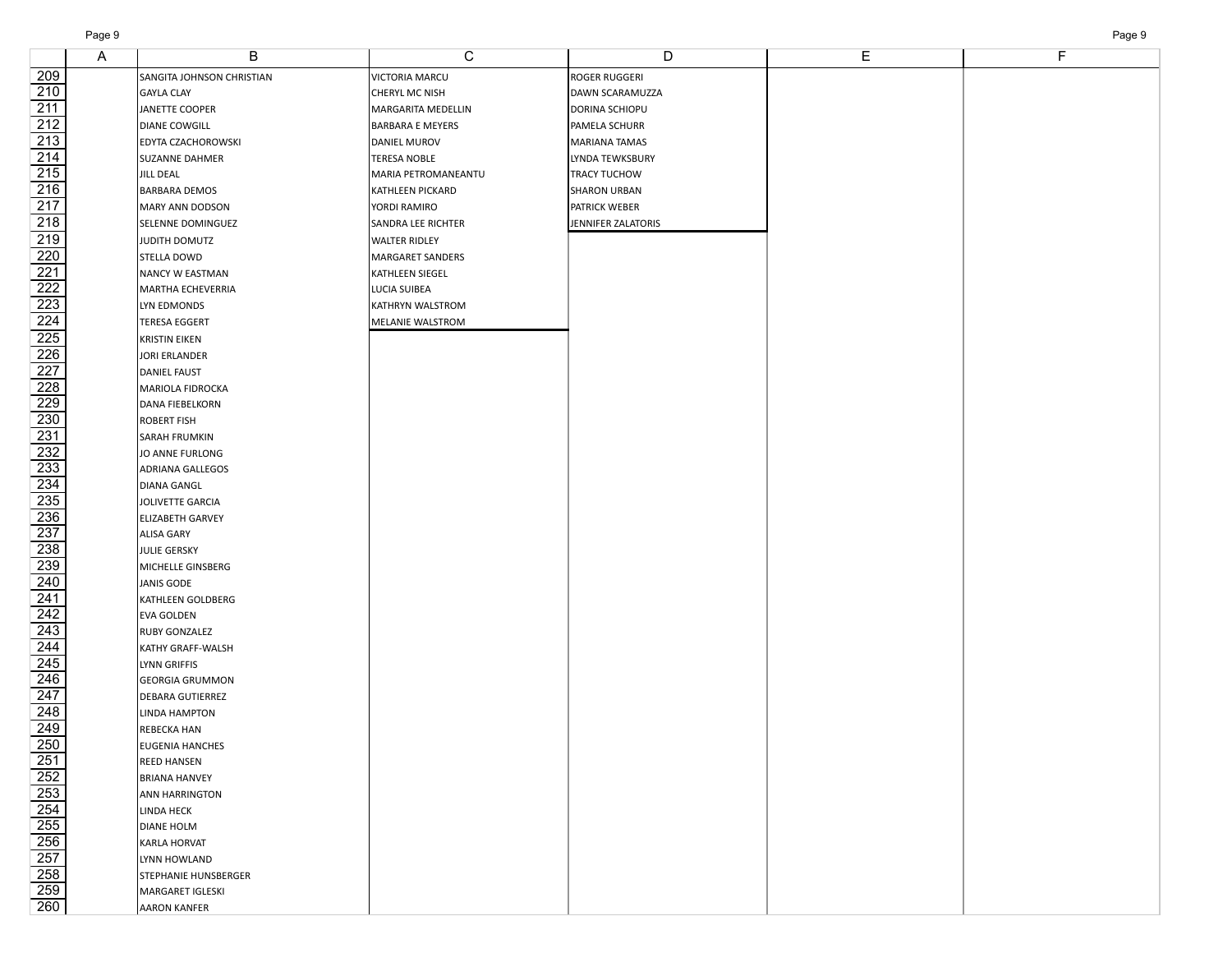| | A | B | C | D | E | F |
|---|---|---|---|---|---|---|
| 209 | | SANGITA JOHNSON CHRISTIAN | VICTORIA MARCU | ROGER RUGGERI | | |
| 210 | | GAYLA CLAY | CHERYL MC NISH | DAWN SCARAMUZZA | | |
| 211 | | JANETTE COOPER | MARGARITA MEDELLIN | DORINA SCHIOPU | | |
| 212 | | DIANE COWGILL | BARBARA E MEYERS | PAMELA SCHURR | | |
| 213 | | EDYTA CZACHOROWSKI | DANIEL MUROV | MARIANA TAMAS | | |
| 214 | | SUZANNE DAHMER | TERESA NOBLE | LYNDA TEWKSBURY | | |
| 215 | | JILL DEAL | MARIA PETROMANEANTU | TRACY TUCHOW | | |
| 216 | | BARBARA DEMOS | KATHLEEN PICKARD | SHARON URBAN | | |
| 217 | | MARY ANN DODSON | YORDI RAMIRO | PATRICK WEBER | | |
| 218 | | SELENNE DOMINGUEZ | SANDRA LEE RICHTER | JENNIFER ZALATORIS | | |
| 219 | | JUDITH DOMUTZ | WALTER RIDLEY | | | |
| 220 | | STELLA DOWD | MARGARET SANDERS | | | |
| 221 | | NANCY W EASTMAN | KATHLEEN SIEGEL | | | |
| 222 | | MARTHA ECHEVERRIA | LUCIA SUIBEA | | | |
| 223 | | LYN EDMONDS | KATHRYN WALSTROM | | | |
| 224 | | TERESA EGGERT | MELANIE WALSTROM | | | |
| 225 | | KRISTIN EIKEN | | | | |
| 226 | | JORI ERLANDER | | | | |
| 227 | | DANIEL FAUST | | | | |
| 228 | | MARIOLA FIDROCKA | | | | |
| 229 | | DANA FIEBELKORN | | | | |
| 230 | | ROBERT FISH | | | | |
| 231 | | SARAH FRUMKIN | | | | |
| 232 | | JO ANNE FURLONG | | | | |
| 233 | | ADRIANA GALLEGOS | | | | |
| 234 | | DIANA GANGL | | | | |
| 235 | | JOLIVETTE GARCIA | | | | |
| 236 | | ELIZABETH GARVEY | | | | |
| 237 | | ALISA GARY | | | | |
| 238 | | JULIE GERSKY | | | | |
| 239 | | MICHELLE GINSBERG | | | | |
| 240 | | JANIS GODE | | | | |
| 241 | | KATHLEEN GOLDBERG | | | | |
| 242 | | EVA GOLDEN | | | | |
| 243 | | RUBY GONZALEZ | | | | |
| 244 | | KATHY GRAFF-WALSH | | | | |
| 245 | | LYNN GRIFFIS | | | | |
| 246 | | GEORGIA GRUMMON | | | | |
| 247 | | DEBARA GUTIERREZ | | | | |
| 248 | | LINDA HAMPTON | | | | |
| 249 | | REBECKA HAN | | | | |
| 250 | | EUGENIA HANCHES | | | | |
| 251 | | REED HANSEN | | | | |
| 252 | | BRIANA HANVEY | | | | |
| 253 | | ANN HARRINGTON | | | | |
| 254 | | LINDA HECK | | | | |
| 255 | | DIANE HOLM | | | | |
| 256 | | KARLA HORVAT | | | | |
| 257 | | LYNN HOWLAND | | | | |
| 258 | | STEPHANIE HUNSBERGER | | | | |
| 259 | | MARGARET IGLESKI | | | | |
| 260 | | AARON KANFER | | | | |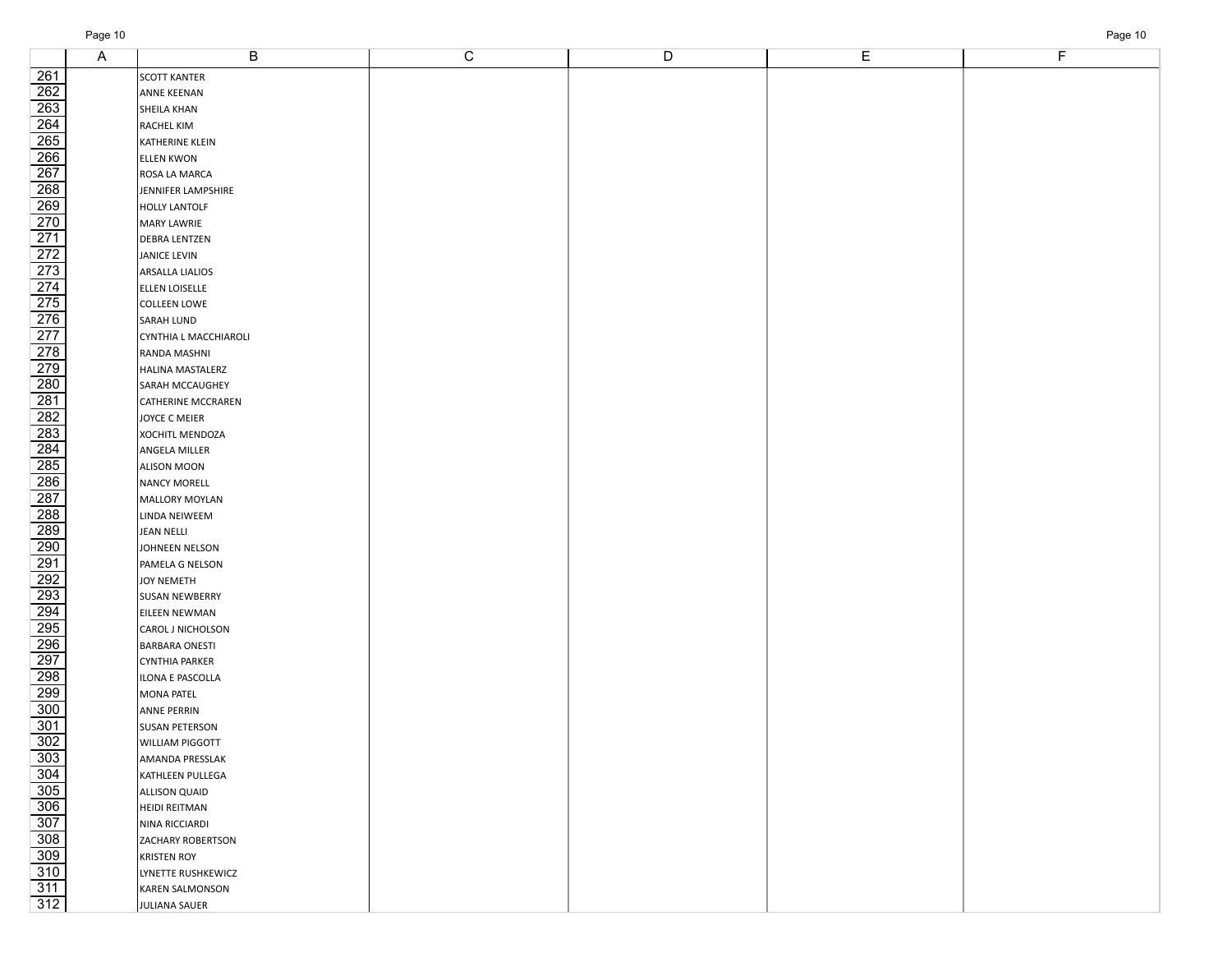| | A | B | C | D | E | F |
|---|---|---|---|---|---|---|
| 261 | | SCOTT KANTER | | | | |
| 262 | | ANNE KEENAN | | | | |
| 263 | | SHEILA KHAN | | | | |
| 264 | | RACHEL KIM | | | | |
| 265 | | KATHERINE KLEIN | | | | |
| 266 | | ELLEN KWON | | | | |
| 267 | | ROSA LA MARCA | | | | |
| 268 | | JENNIFER LAMPSHIRE | | | | |
| 269 | | HOLLY LANTOLF | | | | |
| 270 | | MARY LAWRIE | | | | |
| 271 | | DEBRA LENTZEN | | | | |
| 272 | | JANICE LEVIN | | | | |
| 273 | | ARSALLA LIALIOS | | | | |
| 274 | | ELLEN LOISELLE | | | | |
| 275 | | COLLEEN LOWE | | | | |
| 276 | | SARAH LUND | | | | |
| 277 | | CYNTHIA L MACCHIAROLI | | | | |
| 278 | | RANDA MASHNI | | | | |
| 279 | | HALINA MASTALERZ | | | | |
| 280 | | SARAH MCCAUGHEY | | | | |
| 281 | | CATHERINE MCCRAREN | | | | |
| 282 | | JOYCE C MEIER | | | | |
| 283 | | XOCHITL MENDOZA | | | | |
| 284 | | ANGELA MILLER | | | | |
| 285 | | ALISON MOON | | | | |
| 286 | | NANCY MORELL | | | | |
| 287 | | MALLORY MOYLAN | | | | |
| 288 | | LINDA NEIWEEM | | | | |
| 289 | | JEAN NELLI | | | | |
| 290 | | JOHNEEN NELSON | | | | |
| 291 | | PAMELA G NELSON | | | | |
| 292 | | JOY NEMETH | | | | |
| 293 | | SUSAN NEWBERRY | | | | |
| 294 | | EILEEN NEWMAN | | | | |
| 295 | | CAROL J NICHOLSON | | | | |
| 296 | | BARBARA ONESTI | | | | |
| 297 | | CYNTHIA PARKER | | | | |
| 298 | | ILONA E PASCOLLA | | | | |
| 299 | | MONA PATEL | | | | |
| 300 | | ANNE PERRIN | | | | |
| 301 | | SUSAN PETERSON | | | | |
| 302 | | WILLIAM PIGGOTT | | | | |
| 303 | | AMANDA PRESSLAK | | | | |
| 304 | | KATHLEEN PULLEGA | | | | |
| 305 | | ALLISON QUAID | | | | |
| 306 | | HEIDI REITMAN | | | | |
| 307 | | NINA RICCIARDI | | | | |
| 308 | | ZACHARY ROBERTSON | | | | |
| 309 | | KRISTEN ROY | | | | |
| 310 | | LYNETTE RUSHKEWICZ | | | | |
| 311 | | KAREN SALMONSON | | | | |
| 312 | | JULIANA SAUER | | | | |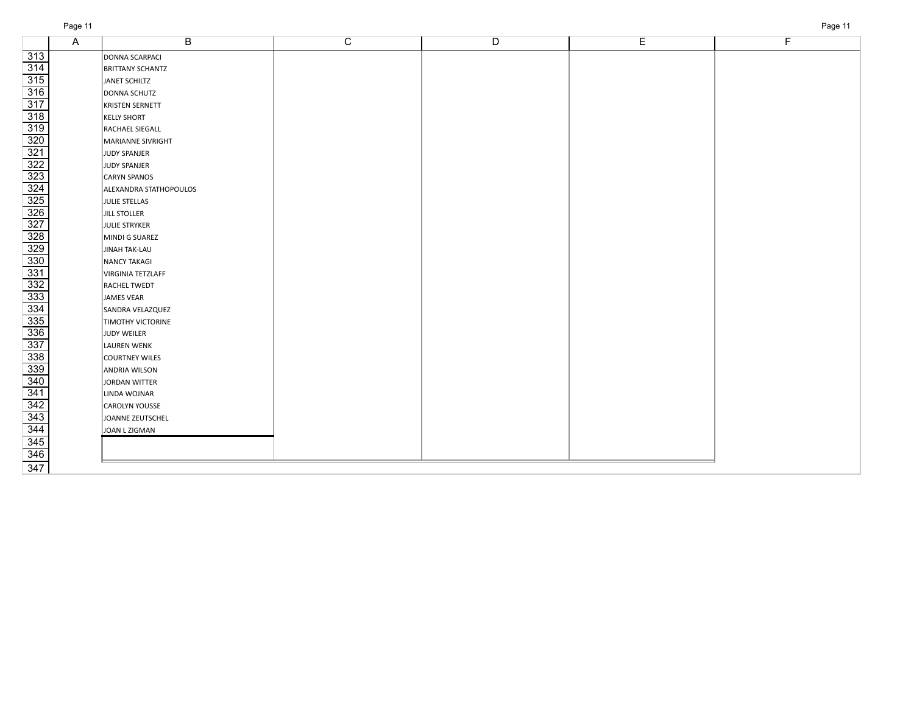| | A | B | C | D | E | F |
|---|---|---|---|---|---|---|
| 313 | | DONNA SCARPACI | | | | |
| 314 | | BRITTANY SCHANTZ | | | | |
| 315 | | JANET SCHILTZ | | | | |
| 316 | | DONNA SCHUTZ | | | | |
| 317 | | KRISTEN SERNETT | | | | |
| 318 | | KELLY SHORT | | | | |
| 319 | | RACHAEL SIEGALL | | | | |
| 320 | | MARIANNE SIVRIGHT | | | | |
| 321 | | JUDY SPANJER | | | | |
| 322 | | JUDY SPANJER | | | | |
| 323 | | CARYN SPANOS | | | | |
| 324 | | ALEXANDRA STATHOPOULOS | | | | |
| 325 | | JULIE STELLAS | | | | |
| 326 | | JILL STOLLER | | | | |
| 327 | | JULIE STRYKER | | | | |
| 328 | | MINDI G SUAREZ | | | | |
| 329 | | JINAH TAK-LAU | | | | |
| 330 | | NANCY TAKAGI | | | | |
| 331 | | VIRGINIA TETZLAFF | | | | |
| 332 | | RACHEL TWEDT | | | | |
| 333 | | JAMES VEAR | | | | |
| 334 | | SANDRA VELAZQUEZ | | | | |
| 335 | | TIMOTHY VICTORINE | | | | |
| 336 | | JUDY WEILER | | | | |
| 337 | | LAUREN WENK | | | | |
| 338 | | COURTNEY WILES | | | | |
| 339 | | ANDRIA WILSON | | | | |
| 340 | | JORDAN WITTER | | | | |
| 341 | | LINDA WOJNAR | | | | |
| 342 | | CAROLYN YOUSSE | | | | |
| 343 | | JOANNE ZEUTSCHEL | | | | |
| 344 | | JOAN L ZIGMAN | | | | |
| 345 | | | | | | |
| 346 | | | | | | |
| 347 | | | | | | |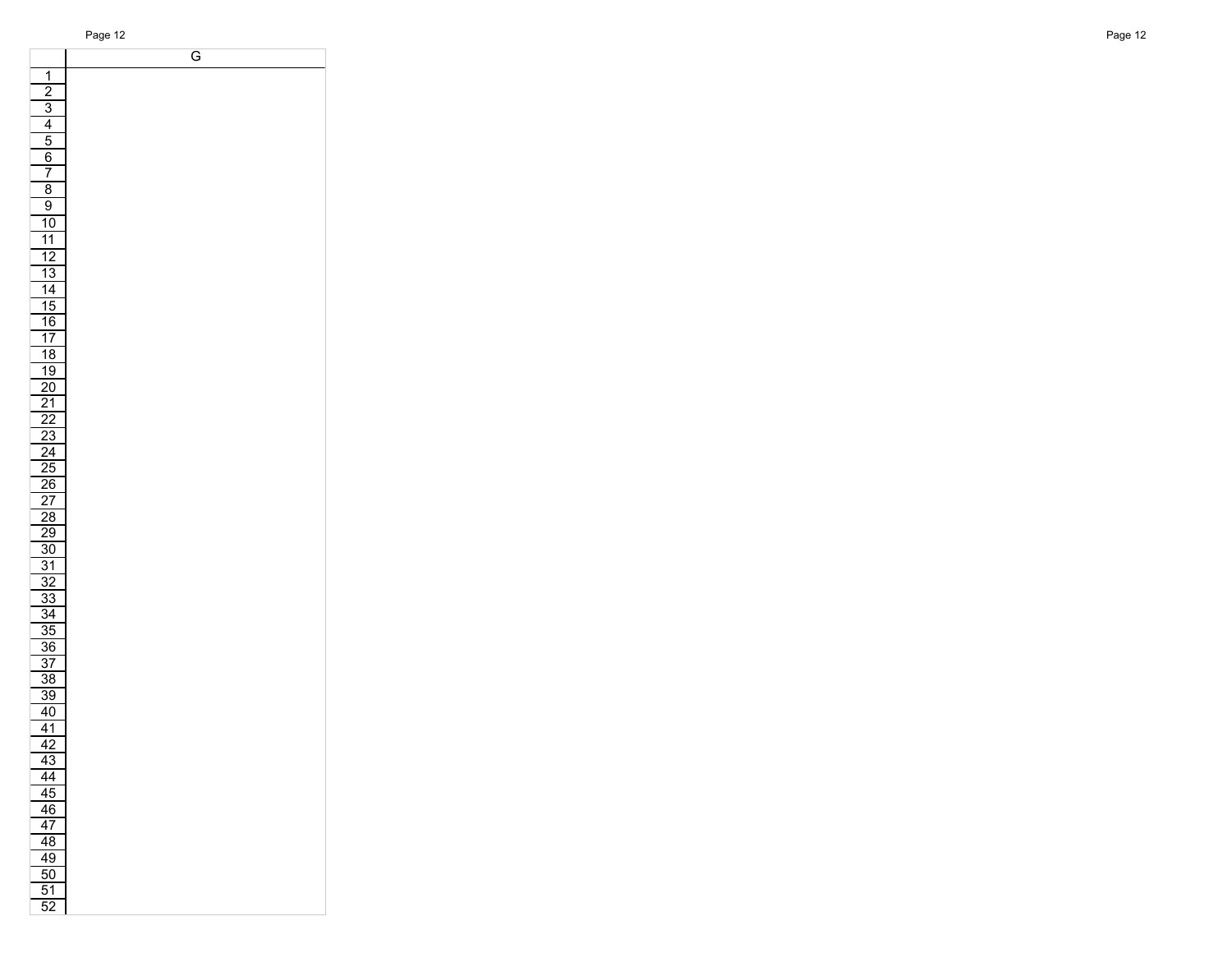|    | G |
|---|---|
| 1 | |
| 2 | |
| 3 | |
| 4 | |
| 5 | |
| 6 | |
| 7 | |
| 8 | |
| 9 | |
| 10 | |
| 11 | |
| 12 | |
| 13 | |
| 14 | |
| 15 | |
| 16 | |
| 17 | |
| 18 | |
| 19 | |
| 20 | |
| 21 | |
| 22 | |
| 23 | |
| 24 | |
| 25 | |
| 26 | |
| 27 | |
| 28 | |
| 29 | |
| 30 | |
| 31 | |
| 32 | |
| 33 | |
| 34 | |
| 35 | |
| 36 | |
| 37 | |
| 38 | |
| 39 | |
| 40 | |
| 41 | |
| 42 | |
| 43 | |
| 44 | |
| 45 | |
| 46 | |
| 47 | |
| 48 | |
| 49 | |
| 50 | |
| 51 | |
| 52 | |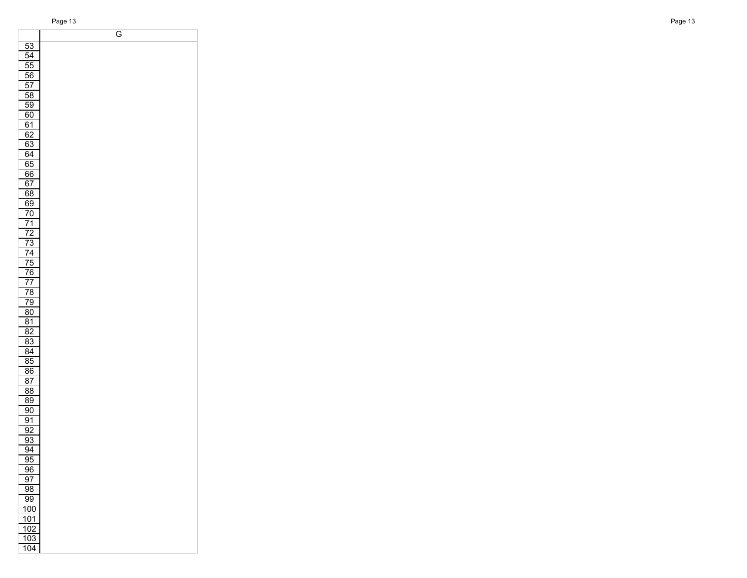| | G |
|---|---|
| 53 | |
| 54 | |
| 55 | |
| 56 | |
| 57 | |
| 58 | |
| 59 | |
| 60 | |
| 61 | |
| 62 | |
| 63 | |
| 64 | |
| 65 | |
| 66 | |
| 67 | |
| 68 | |
| 69 | |
| 70 | |
| 71 | |
| 72 | |
| 73 | |
| 74 | |
| 75 | |
| 76 | |
| 77 | |
| 78 | |
| 79 | |
| 80 | |
| 81 | |
| 82 | |
| 83 | |
| 84 | |
| 85 | |
| 86 | |
| 87 | |
| 88 | |
| 89 | |
| 90 | |
| 91 | |
| 92 | |
| 93 | |
| 94 | |
| 95 | |
| 96 | |
| 97 | |
| 98 | |
| 99 | |
| 100 | |
| 101 | |
| 102 | |
| 103 | |
| 104 | |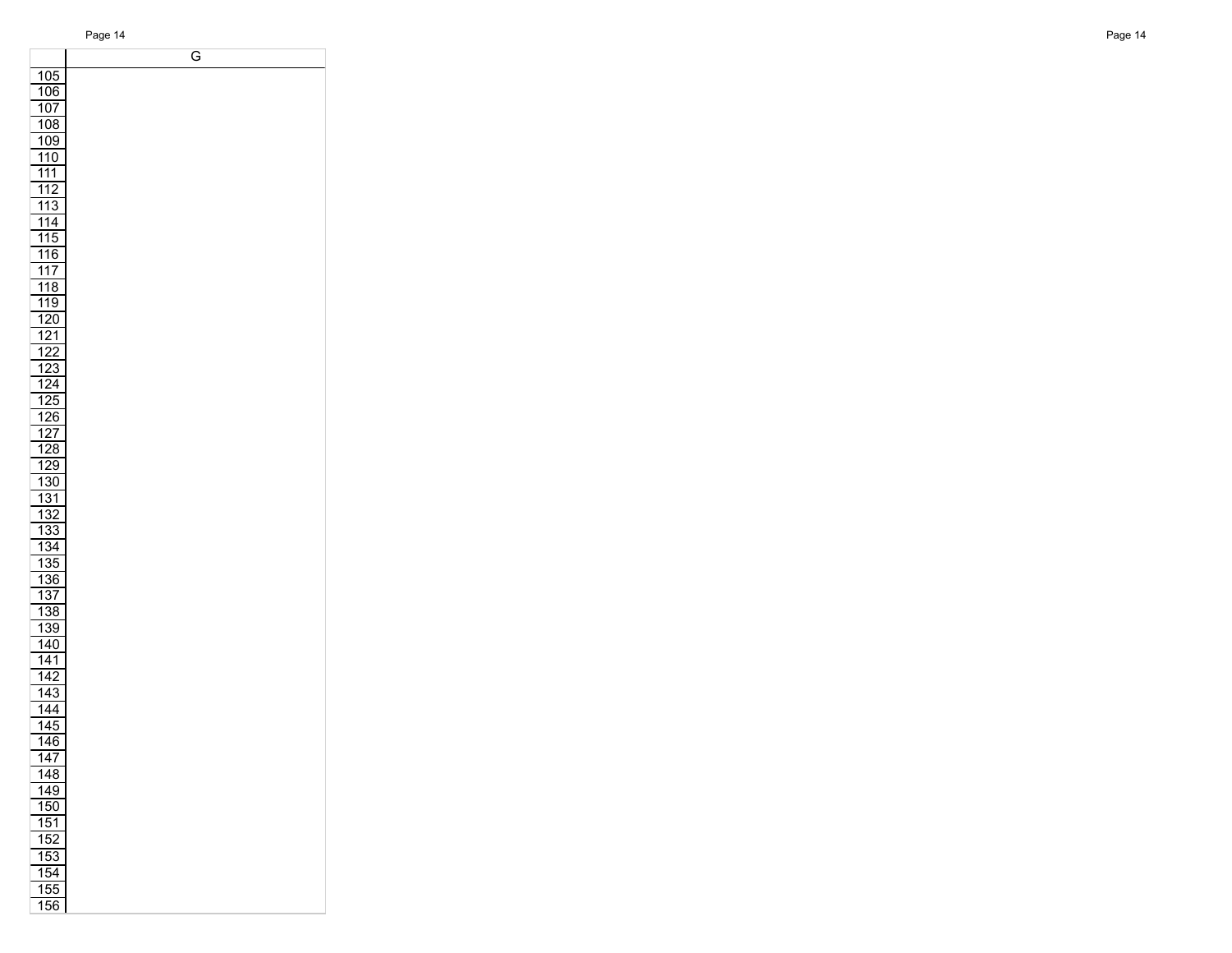| | G |
|---|---|
| 105 | |
| 106 | |
| 107 | |
| 108 | |
| 109 | |
| 110 | |
| 111 | |
| 112 | |
| 113 | |
| 114 | |
| 115 | |
| 116 | |
| 117 | |
| 118 | |
| 119 | |
| 120 | |
| 121 | |
| 122 | |
| 123 | |
| 124 | |
| 125 | |
| 126 | |
| 127 | |
| 128 | |
| 129 | |
| 130 | |
| 131 | |
| 132 | |
| 133 | |
| 134 | |
| 135 | |
| 136 | |
| 137 | |
| 138 | |
| 139 | |
| 140 | |
| 141 | |
| 142 | |
| 143 | |
| 144 | |
| 145 | |
| 146 | |
| 147 | |
| 148 | |
| 149 | |
| 150 | |
| 151 | |
| 152 | |
| 153 | |
| 154 | |
| 155 | |
| 156 | |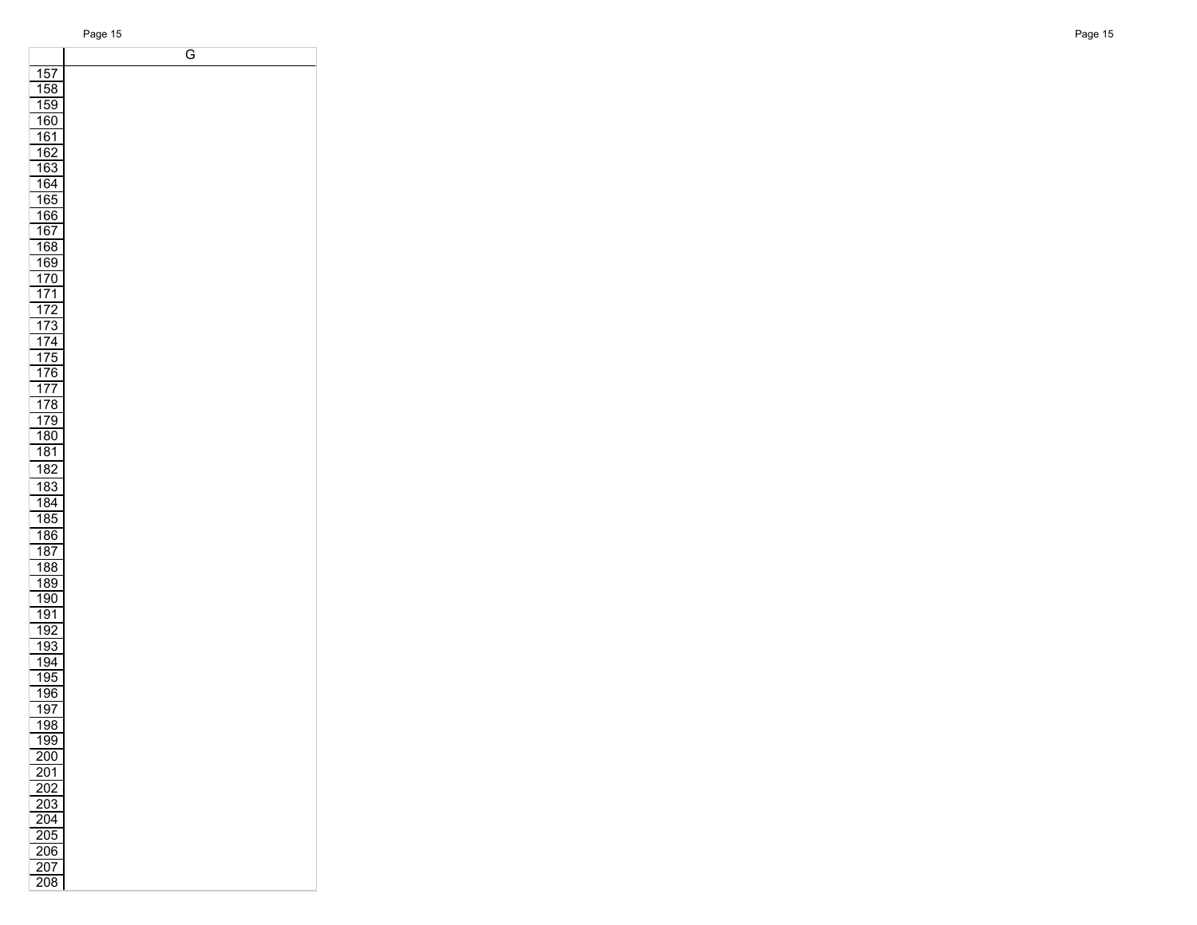| | G |
|---|---|
| 157 | |
| 158 | |
| 159 | |
| 160 | |
| 161 | |
| 162 | |
| 163 | |
| 164 | |
| 165 | |
| 166 | |
| 167 | |
| 168 | |
| 169 | |
| 170 | |
| 171 | |
| 172 | |
| 173 | |
| 174 | |
| 175 | |
| 176 | |
| 177 | |
| 178 | |
| 179 | |
| 180 | |
| 181 | |
| 182 | |
| 183 | |
| 184 | |
| 185 | |
| 186 | |
| 187 | |
| 188 | |
| 189 | |
| 190 | |
| 191 | |
| 192 | |
| 193 | |
| 194 | |
| 195 | |
| 196 | |
| 197 | |
| 198 | |
| 199 | |
| 200 | |
| 201 | |
| 202 | |
| 203 | |
| 204 | |
| 205 | |
| 206 | |
| 207 | |
| 208 | |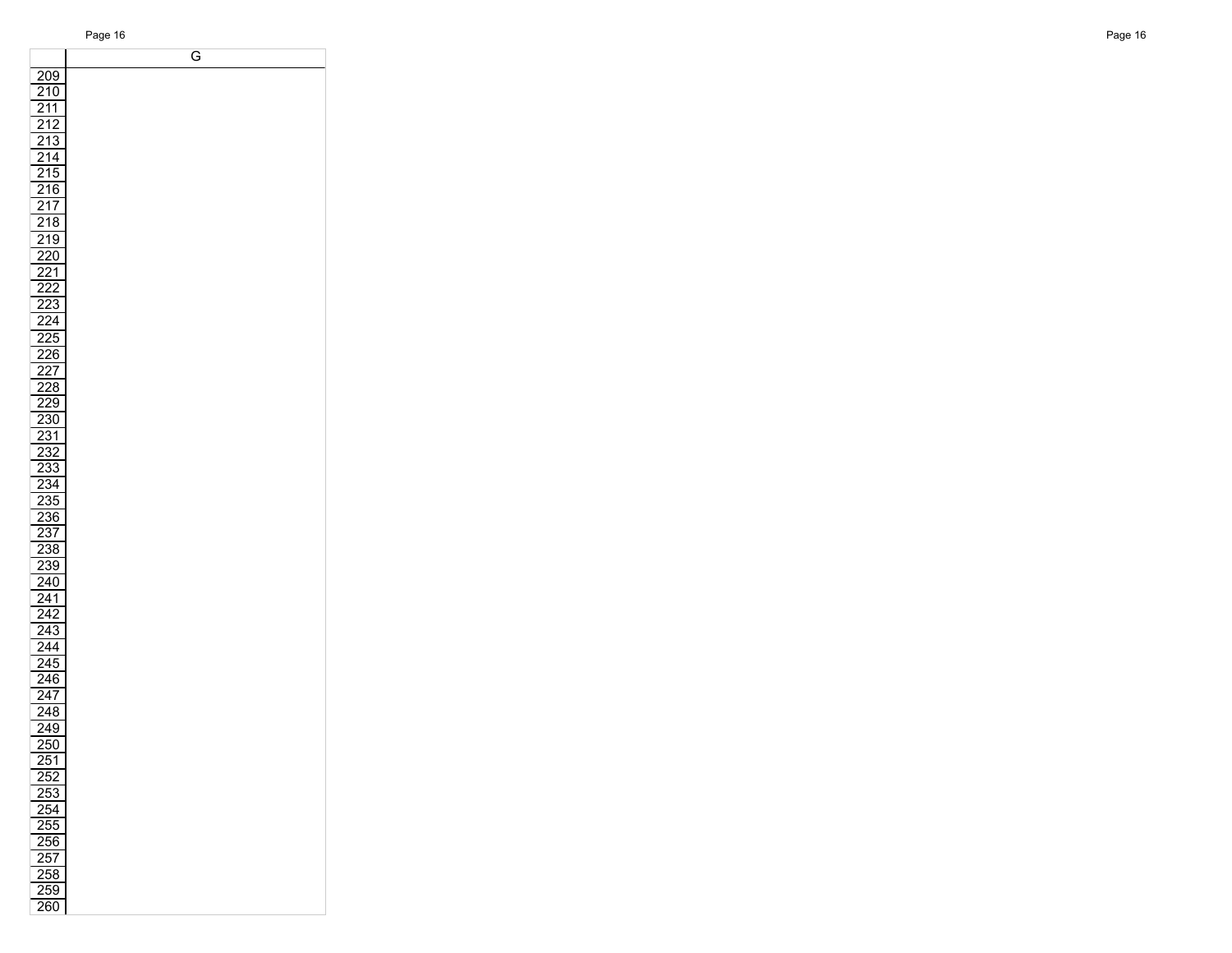| | G |
|---|---|
| 209 | |
| 210 | |
| 211 | |
| 212 | |
| 213 | |
| 214 | |
| 215 | |
| 216 | |
| 217 | |
| 218 | |
| 219 | |
| 220 | |
| 221 | |
| 222 | |
| 223 | |
| 224 | |
| 225 | |
| 226 | |
| 227 | |
| 228 | |
| 229 | |
| 230 | |
| 231 | |
| 232 | |
| 233 | |
| 234 | |
| 235 | |
| 236 | |
| 237 | |
| 238 | |
| 239 | |
| 240 | |
| 241 | |
| 242 | |
| 243 | |
| 244 | |
| 245 | |
| 246 | |
| 247 | |
| 248 | |
| 249 | |
| 250 | |
| 251 | |
| 252 | |
| 253 | |
| 254 | |
| 255 | |
| 256 | |
| 257 | |
| 258 | |
| 259 | |
| 260 | |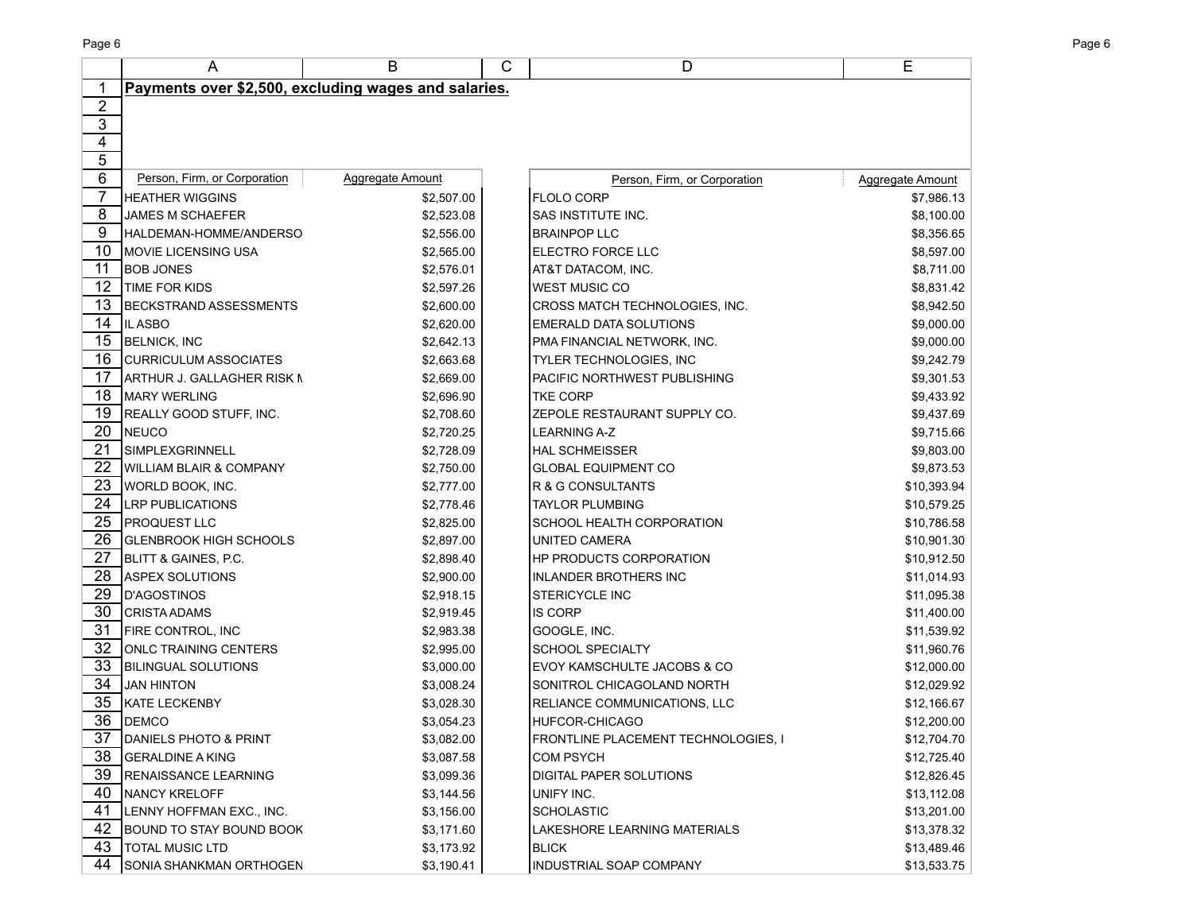**Payments over $2,500, excluding wages and salaries.**

| Person, Firm, or Corporation | Aggregate Amount | Person, Firm, or Corporation | Aggregate Amount |
|---|---|---|---|
| HEATHER WIGGINS | $2,507.00 | FLOLO CORP | $7,986.13 |
| JAMES M SCHAEFER | $2,523.08 | SAS INSTITUTE INC. | $8,100.00 |
| HALDEMAN-HOMME/ANDERSO | $2,556.00 | BRAINPOP LLC | $8,356.65 |
| MOVIE LICENSING USA | $2,565.00 | ELECTRO FORCE LLC | $8,597.00 |
| BOB JONES | $2,576.01 | AT&T DATACOM, INC. | $8,711.00 |
| TIME FOR KIDS | $2,597.26 | WEST MUSIC CO | $8,831.42 |
| BECKSTRAND ASSESSMENTS | $2,600.00 | CROSS MATCH TECHNOLOGIES, INC. | $8,942.50 |
| IL ASBO | $2,620.00 | EMERALD DATA SOLUTIONS | $9,000.00 |
| BELNICK, INC | $2,642.13 | PMA FINANCIAL NETWORK, INC. | $9,000.00 |
| CURRICULUM ASSOCIATES | $2,663.68 | TYLER TECHNOLOGIES, INC | $9,242.79 |
| ARTHUR J. GALLAGHER RISK M | $2,669.00 | PACIFIC NORTHWEST PUBLISHING | $9,301.53 |
| MARY WERLING | $2,696.90 | TKE CORP | $9,433.92 |
| REALLY GOOD STUFF, INC. | $2,708.60 | ZEPOLE RESTAURANT SUPPLY CO. | $9,437.69 |
| NEUCO | $2,720.25 | LEARNING A-Z | $9,715.66 |
| SIMPLEXGRINNELL | $2,728.09 | HAL SCHMEISSER | $9,803.00 |
| WILLIAM BLAIR & COMPANY | $2,750.00 | GLOBAL EQUIPMENT CO | $9,873.53 |
| WORLD BOOK, INC. | $2,777.00 | R & G CONSULTANTS | $10,393.94 |
| LRP PUBLICATIONS | $2,778.46 | TAYLOR PLUMBING | $10,579.25 |
| PROQUEST LLC | $2,825.00 | SCHOOL HEALTH CORPORATION | $10,786.58 |
| GLENBROOK HIGH SCHOOLS | $2,897.00 | UNITED CAMERA | $10,901.30 |
| BLITT & GAINES, P.C. | $2,898.40 | HP PRODUCTS CORPORATION | $10,912.50 |
| ASPEX SOLUTIONS | $2,900.00 | INLANDER BROTHERS INC | $11,014.93 |
| D'AGOSTINOS | $2,918.15 | STERICYCLE INC | $11,095.38 |
| CRISTA ADAMS | $2,919.45 | IS CORP | $11,400.00 |
| FIRE CONTROL, INC | $2,983.38 | GOOGLE, INC. | $11,539.92 |
| ONLC TRAINING CENTERS | $2,995.00 | SCHOOL SPECIALTY | $11,960.76 |
| BILINGUAL SOLUTIONS | $3,000.00 | EVOY KAMSCHULTE JACOBS & CO | $12,000.00 |
| JAN HINTON | $3,008.24 | SONITROL CHICAGOLAND NORTH | $12,029.92 |
| KATE LECKENBY | $3,028.30 | RELIANCE COMMUNICATIONS, LLC | $12,166.67 |
| DEMCO | $3,054.23 | HUFCOR-CHICAGO | $12,200.00 |
| DANIELS PHOTO & PRINT | $3,082.00 | FRONTLINE PLACEMENT TECHNOLOGIES, I | $12,704.70 |
| GERALDINE A KING | $3,087.58 | COM PSYCH | $12,725.40 |
| RENAISSANCE LEARNING | $3,099.36 | DIGITAL PAPER SOLUTIONS | $12,826.45 |
| NANCY KRELOFF | $3,144.56 | UNIFY INC. | $13,112.08 |
| LENNY HOFFMAN EXC., INC. | $3,156.00 | SCHOLASTIC | $13,201.00 |
| BOUND TO STAY BOUND BOOK | $3,171.60 | LAKESHORE LEARNING MATERIALS | $13,378.32 |
| TOTAL MUSIC LTD | $3,173.92 | BLICK | $13,489.46 |
| SONIA SHANKMAN ORTHOGEN | $3,190.41 | INDUSTRIAL SOAP COMPANY | $13,533.75 |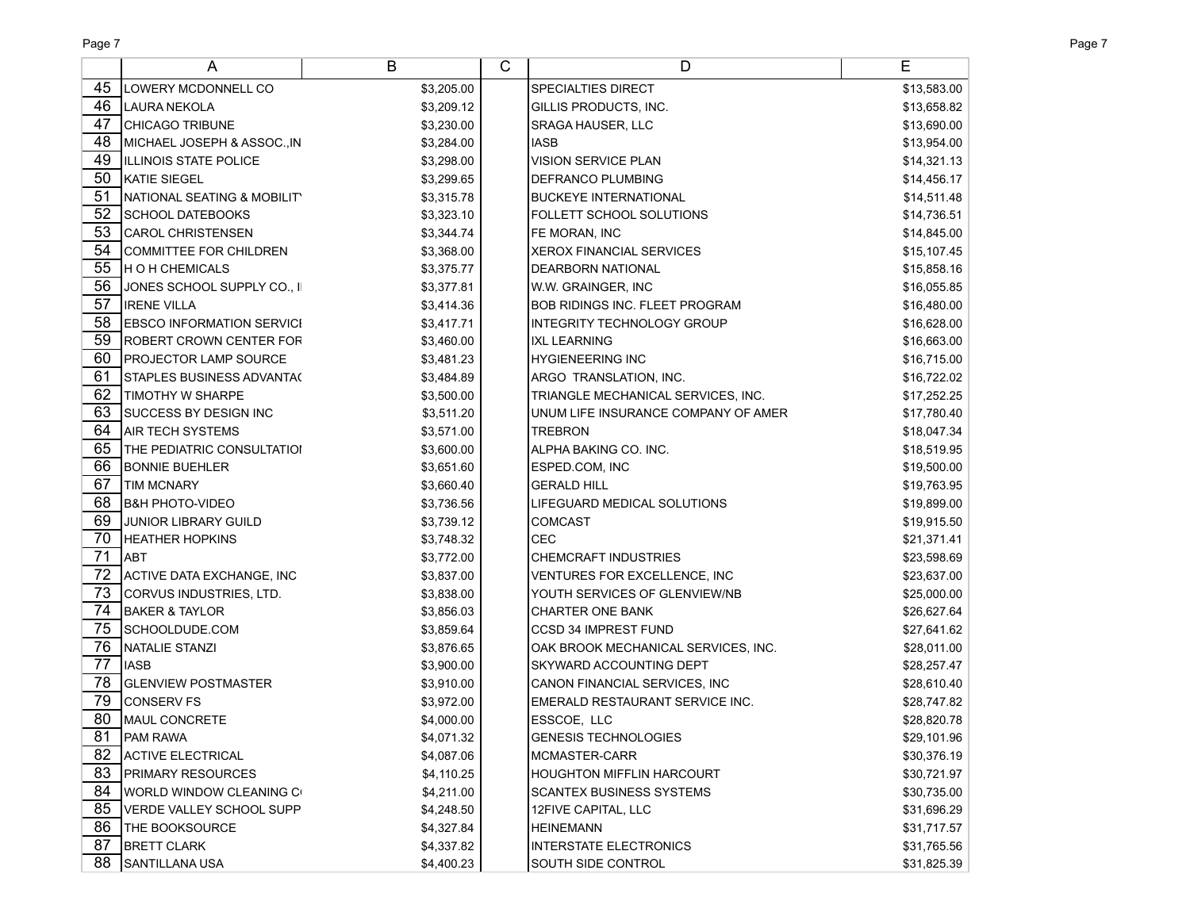| | A | B | C | D | E |
|---|---|---|---|---|---|
| 45 | LOWERY MCDONNELL CO | $3,205.00 | | SPECIALTIES DIRECT | $13,583.00 |
| 46 | LAURA NEKOLA | $3,209.12 | | GILLIS PRODUCTS, INC. | $13,658.82 |
| 47 | CHICAGO TRIBUNE | $3,230.00 | | SRAGA HAUSER, LLC | $13,690.00 |
| 48 | MICHAEL JOSEPH & ASSOC.,IN | $3,284.00 | | IASB | $13,954.00 |
| 49 | ILLINOIS STATE POLICE | $3,298.00 | | VISION SERVICE PLAN | $14,321.13 |
| 50 | KATIE SIEGEL | $3,299.65 | | DEFRANCO PLUMBING | $14,456.17 |
| 51 | NATIONAL SEATING & MOBILIT | $3,315.78 | | BUCKEYE INTERNATIONAL | $14,511.48 |
| 52 | SCHOOL DATEBOOKS | $3,323.10 | | FOLLETT SCHOOL SOLUTIONS | $14,736.51 |
| 53 | CAROL CHRISTENSEN | $3,344.74 | | FE MORAN, INC | $14,845.00 |
| 54 | COMMITTEE FOR CHILDREN | $3,368.00 | | XEROX FINANCIAL SERVICES | $15,107.45 |
| 55 | H O H CHEMICALS | $3,375.77 | | DEARBORN NATIONAL | $15,858.16 |
| 56 | JONES SCHOOL SUPPLY CO., I | $3,377.81 | | W.W. GRAINGER, INC | $16,055.85 |
| 57 | IRENE VILLA | $3,414.36 | | BOB RIDINGS INC. FLEET PROGRAM | $16,480.00 |
| 58 | EBSCO INFORMATION SERVICI | $3,417.71 | | INTEGRITY TECHNOLOGY GROUP | $16,628.00 |
| 59 | ROBERT CROWN CENTER FOR | $3,460.00 | | IXL LEARNING | $16,663.00 |
| 60 | PROJECTOR LAMP SOURCE | $3,481.23 | | HYGIENEERING INC | $16,715.00 |
| 61 | STAPLES BUSINESS ADVANTA( | $3,484.89 | | ARGO TRANSLATION, INC. | $16,722.02 |
| 62 | TIMOTHY W SHARPE | $3,500.00 | | TRIANGLE MECHANICAL SERVICES, INC. | $17,252.25 |
| 63 | SUCCESS BY DESIGN INC | $3,511.20 | | UNUM LIFE INSURANCE COMPANY OF AMER | $17,780.40 |
| 64 | AIR TECH SYSTEMS | $3,571.00 | | TREBRON | $18,047.34 |
| 65 | THE PEDIATRIC CONSULTATIOI | $3,600.00 | | ALPHA BAKING CO. INC. | $18,519.95 |
| 66 | BONNIE BUEHLER | $3,651.60 | | ESPED.COM, INC | $19,500.00 |
| 67 | TIM MCNARY | $3,660.40 | | GERALD HILL | $19,763.95 |
| 68 | B&H PHOTO-VIDEO | $3,736.56 | | LIFEGUARD MEDICAL SOLUTIONS | $19,899.00 |
| 69 | JUNIOR LIBRARY GUILD | $3,739.12 | | COMCAST | $19,915.50 |
| 70 | HEATHER HOPKINS | $3,748.32 | | CEC | $21,371.41 |
| 71 | ABT | $3,772.00 | | CHEMCRAFT INDUSTRIES | $23,598.69 |
| 72 | ACTIVE DATA EXCHANGE, INC | $3,837.00 | | VENTURES FOR EXCELLENCE, INC | $23,637.00 |
| 73 | CORVUS INDUSTRIES, LTD. | $3,838.00 | | YOUTH SERVICES OF GLENVIEW/NB | $25,000.00 |
| 74 | BAKER & TAYLOR | $3,856.03 | | CHARTER ONE BANK | $26,627.64 |
| 75 | SCHOOLDUDE.COM | $3,859.64 | | CCSD 34 IMPREST FUND | $27,641.62 |
| 76 | NATALIE STANZI | $3,876.65 | | OAK BROOK MECHANICAL SERVICES, INC. | $28,011.00 |
| 77 | IASB | $3,900.00 | | SKYWARD ACCOUNTING DEPT | $28,257.47 |
| 78 | GLENVIEW POSTMASTER | $3,910.00 | | CANON FINANCIAL SERVICES, INC | $28,610.40 |
| 79 | CONSERV FS | $3,972.00 | | EMERALD RESTAURANT SERVICE INC. | $28,747.82 |
| 80 | MAUL CONCRETE | $4,000.00 | | ESSCOE, LLC | $28,820.78 |
| 81 | PAM RAWA | $4,071.32 | | GENESIS TECHNOLOGIES | $29,101.96 |
| 82 | ACTIVE ELECTRICAL | $4,087.06 | | MCMASTER-CARR | $30,376.19 |
| 83 | PRIMARY RESOURCES | $4,110.25 | | HOUGHTON MIFFLIN HARCOURT | $30,721.97 |
| 84 | WORLD WINDOW CLEANING C | $4,211.00 | | SCANTEX BUSINESS SYSTEMS | $30,735.00 |
| 85 | VERDE VALLEY SCHOOL SUPP | $4,248.50 | | 12FIVE CAPITAL, LLC | $31,696.29 |
| 86 | THE BOOKSOURCE | $4,327.84 | | HEINEMANN | $31,717.57 |
| 87 | BRETT CLARK | $4,337.82 | | INTERSTATE ELECTRONICS | $31,765.56 |
| 88 | SANTILLANA USA | $4,400.23 | | SOUTH SIDE CONTROL | $31,825.39 |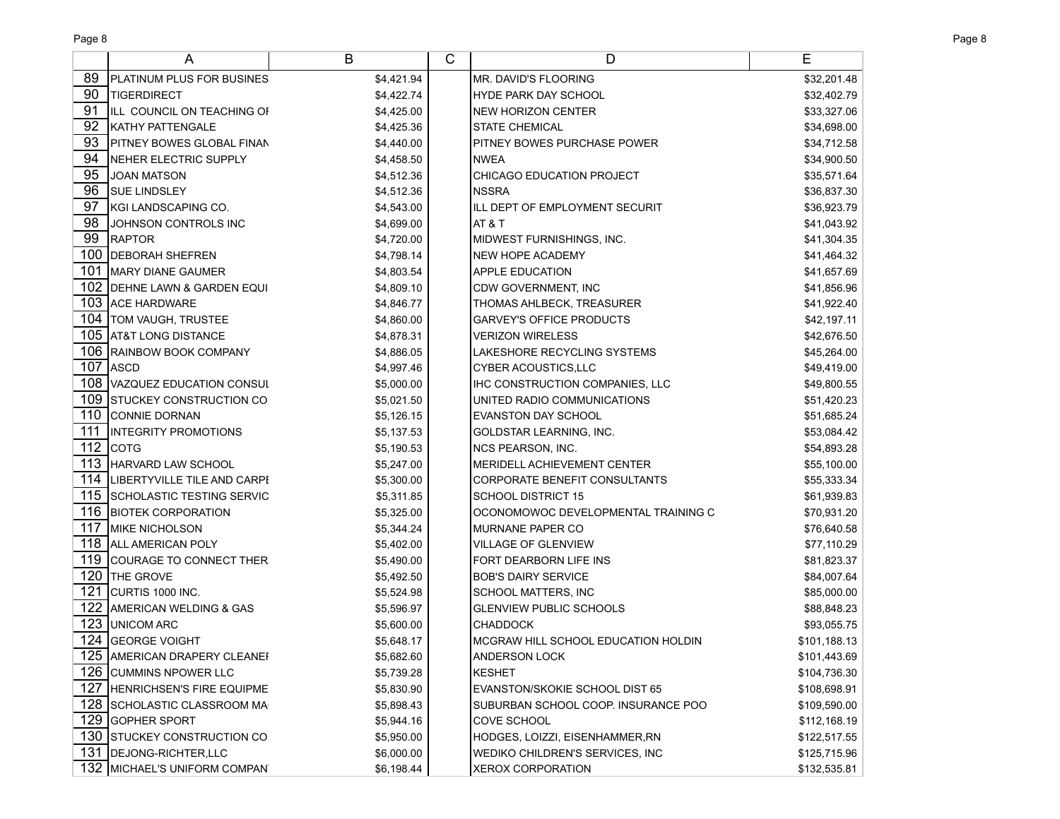| | A | B | C | D | E |
|---|---|---|---|---|---|
| 89 | PLATINUM PLUS FOR BUSINES | $4,421.94 | | MR. DAVID'S FLOORING | $32,201.48 |
| 90 | TIGERDIRECT | $4,422.74 | | HYDE PARK DAY SCHOOL | $32,402.79 |
| 91 | ILL COUNCIL ON TEACHING OI | $4,425.00 | | NEW HORIZON CENTER | $33,327.06 |
| 92 | KATHY PATTENGALE | $4,425.36 | | STATE CHEMICAL | $34,698.00 |
| 93 | PITNEY BOWES GLOBAL FINAN | $4,440.00 | | PITNEY BOWES PURCHASE POWER | $34,712.58 |
| 94 | NEHER ELECTRIC SUPPLY | $4,458.50 | | NWEA | $34,900.50 |
| 95 | JOAN MATSON | $4,512.36 | | CHICAGO EDUCATION PROJECT | $35,571.64 |
| 96 | SUE LINDSLEY | $4,512.36 | | NSSRA | $36,837.30 |
| 97 | KGI LANDSCAPING CO. | $4,543.00 | | ILL DEPT OF EMPLOYMENT SECURIT | $36,923.79 |
| 98 | JOHNSON CONTROLS INC | $4,699.00 | | AT & T | $41,043.92 |
| 99 | RAPTOR | $4,720.00 | | MIDWEST FURNISHINGS, INC. | $41,304.35 |
| 100 | DEBORAH SHEFREN | $4,798.14 | | NEW HOPE ACADEMY | $41,464.32 |
| 101 | MARY DIANE GAUMER | $4,803.54 | | APPLE EDUCATION | $41,657.69 |
| 102 | DEHNE LAWN & GARDEN EQUI | $4,809.10 | | CDW GOVERNMENT, INC | $41,856.96 |
| 103 | ACE HARDWARE | $4,846.77 | | THOMAS AHLBECK, TREASURER | $41,922.40 |
| 104 | TOM VAUGH, TRUSTEE | $4,860.00 | | GARVEY'S OFFICE PRODUCTS | $42,197.11 |
| 105 | AT&T LONG DISTANCE | $4,878.31 | | VERIZON WIRELESS | $42,676.50 |
| 106 | RAINBOW BOOK COMPANY | $4,886.05 | | LAKESHORE RECYCLING SYSTEMS | $45,264.00 |
| 107 | ASCD | $4,997.46 | | CYBER ACOUSTICS,LLC | $49,419.00 |
| 108 | VAZQUEZ EDUCATION CONSUL | $5,000.00 | | IHC CONSTRUCTION COMPANIES, LLC | $49,800.55 |
| 109 | STUCKEY CONSTRUCTION CO | $5,021.50 | | UNITED RADIO COMMUNICATIONS | $51,420.23 |
| 110 | CONNIE DORNAN | $5,126.15 | | EVANSTON DAY SCHOOL | $51,685.24 |
| 111 | INTEGRITY PROMOTIONS | $5,137.53 | | GOLDSTAR LEARNING, INC. | $53,084.42 |
| 112 | COTG | $5,190.53 | | NCS PEARSON, INC. | $54,893.28 |
| 113 | HARVARD LAW SCHOOL | $5,247.00 | | MERIDELL ACHIEVEMENT CENTER | $55,100.00 |
| 114 | LIBERTYVILLE TILE AND CARPI | $5,300.00 | | CORPORATE BENEFIT CONSULTANTS | $55,333.34 |
| 115 | SCHOLASTIC TESTING SERVIC | $5,311.85 | | SCHOOL DISTRICT 15 | $61,939.83 |
| 116 | BIOTEK CORPORATION | $5,325.00 | | OCONOMOWOC DEVELOPMENTAL TRAINING C | $70,931.20 |
| 117 | MIKE NICHOLSON | $5,344.24 | | MURNANE PAPER CO | $76,640.58 |
| 118 | ALL AMERICAN POLY | $5,402.00 | | VILLAGE OF GLENVIEW | $77,110.29 |
| 119 | COURAGE TO CONNECT THER | $5,490.00 | | FORT DEARBORN LIFE INS | $81,823.37 |
| 120 | THE GROVE | $5,492.50 | | BOB'S DAIRY SERVICE | $84,007.64 |
| 121 | CURTIS 1000 INC. | $5,524.98 | | SCHOOL MATTERS, INC | $85,000.00 |
| 122 | AMERICAN WELDING & GAS | $5,596.97 | | GLENVIEW PUBLIC SCHOOLS | $88,848.23 |
| 123 | UNICOM ARC | $5,600.00 | | CHADDOCK | $93,055.75 |
| 124 | GEORGE VOIGHT | $5,648.17 | | MCGRAW HILL SCHOOL EDUCATION HOLDIN | $101,188.13 |
| 125 | AMERICAN DRAPERY CLEANEI | $5,682.60 | | ANDERSON LOCK | $101,443.69 |
| 126 | CUMMINS NPOWER LLC | $5,739.28 | | KESHET | $104,736.30 |
| 127 | HENRICHSEN'S FIRE EQUIPME | $5,830.90 | | EVANSTON/SKOKIE SCHOOL DIST 65 | $108,698.91 |
| 128 | SCHOLASTIC CLASSROOM MA | $5,898.43 | | SUBURBAN SCHOOL COOP. INSURANCE POO | $109,590.00 |
| 129 | GOPHER SPORT | $5,944.16 | | COVE SCHOOL | $112,168.19 |
| 130 | STUCKEY CONSTRUCTION CO | $5,950.00 | | HODGES, LOIZZI, EISENHAMMER,RN | $122,517.55 |
| 131 | DEJONG-RICHTER,LLC | $6,000.00 | | WEDIKO CHILDREN'S SERVICES, INC | $125,715.96 |
| 132 | MICHAEL'S UNIFORM COMPAN | $6,198.44 | | XEROX CORPORATION | $132,535.81 |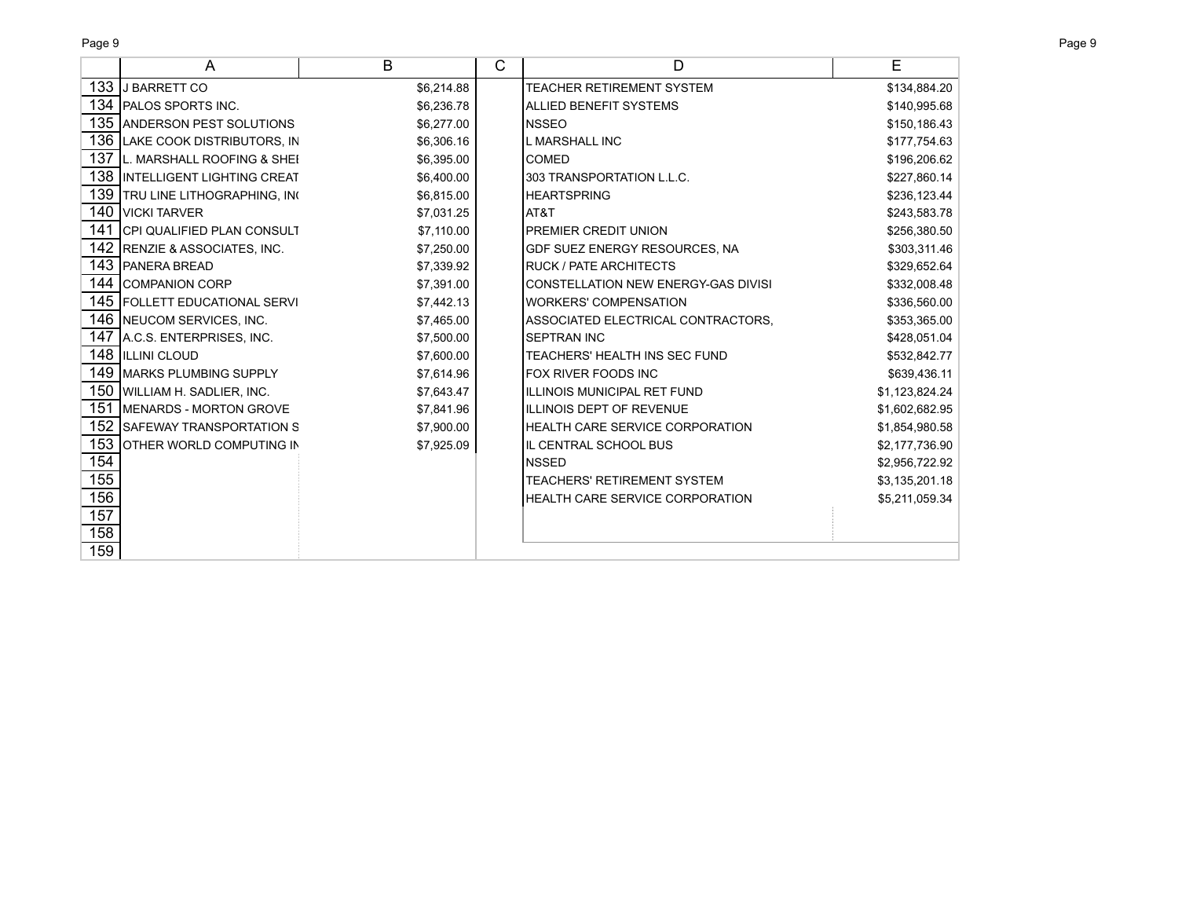| | A | B | C | D | E |
|---|---|---|---|---|---|
| 133 | J BARRETT CO | $6,214.88 | | TEACHER RETIREMENT SYSTEM | $134,884.20 |
| 134 | PALOS SPORTS INC. | $6,236.78 | | ALLIED BENEFIT SYSTEMS | $140,995.68 |
| 135 | ANDERSON PEST SOLUTIONS | $6,277.00 | | NSSEO | $150,186.43 |
| 136 | LAKE COOK DISTRIBUTORS, IN | $6,306.16 | | L MARSHALL INC | $177,754.63 |
| 137 | L. MARSHALL ROOFING & SHEI | $6,395.00 | | COMED | $196,206.62 |
| 138 | INTELLIGENT LIGHTING CREAT | $6,400.00 | | 303 TRANSPORTATION L.L.C. | $227,860.14 |
| 139 | TRU LINE LITHOGRAPHING, IN( | $6,815.00 | | HEARTSPRING | $236,123.44 |
| 140 | VICKI TARVER | $7,031.25 | | AT&T | $243,583.78 |
| 141 | CPI QUALIFIED PLAN CONSULT | $7,110.00 | | PREMIER CREDIT UNION | $256,380.50 |
| 142 | RENZIE & ASSOCIATES, INC. | $7,250.00 | | GDF SUEZ ENERGY RESOURCES, NA | $303,311.46 |
| 143 | PANERA BREAD | $7,339.92 | | RUCK / PATE ARCHITECTS | $329,652.64 |
| 144 | COMPANION CORP | $7,391.00 | | CONSTELLATION NEW ENERGY-GAS DIVISI | $332,008.48 |
| 145 | FOLLETT EDUCATIONAL SERVI | $7,442.13 | | WORKERS' COMPENSATION | $336,560.00 |
| 146 | NEUCOM SERVICES, INC. | $7,465.00 | | ASSOCIATED ELECTRICAL CONTRACTORS, | $353,365.00 |
| 147 | A.C.S. ENTERPRISES, INC. | $7,500.00 | | SEPTRAN INC | $428,051.04 |
| 148 | ILLINI CLOUD | $7,600.00 | | TEACHERS' HEALTH INS SEC FUND | $532,842.77 |
| 149 | MARKS PLUMBING SUPPLY | $7,614.96 | | FOX RIVER FOODS INC | $639,436.11 |
| 150 | WILLIAM H. SADLIER, INC. | $7,643.47 | | ILLINOIS MUNICIPAL RET FUND | $1,123,824.24 |
| 151 | MENARDS - MORTON GROVE | $7,841.96 | | ILLINOIS DEPT OF REVENUE | $1,602,682.95 |
| 152 | SAFEWAY TRANSPORTATION S | $7,900.00 | | HEALTH CARE SERVICE CORPORATION | $1,854,980.58 |
| 153 | OTHER WORLD COMPUTING IN | $7,925.09 | | IL CENTRAL SCHOOL BUS | $2,177,736.90 |
| 154 | | | | NSSED | $2,956,722.92 |
| 155 | | | | TEACHERS' RETIREMENT SYSTEM | $3,135,201.18 |
| 156 | | | | HEALTH CARE SERVICE CORPORATION | $5,211,059.34 |
| 157 | | | | | |
| 158 | | | | | |
| 159 | | | | | |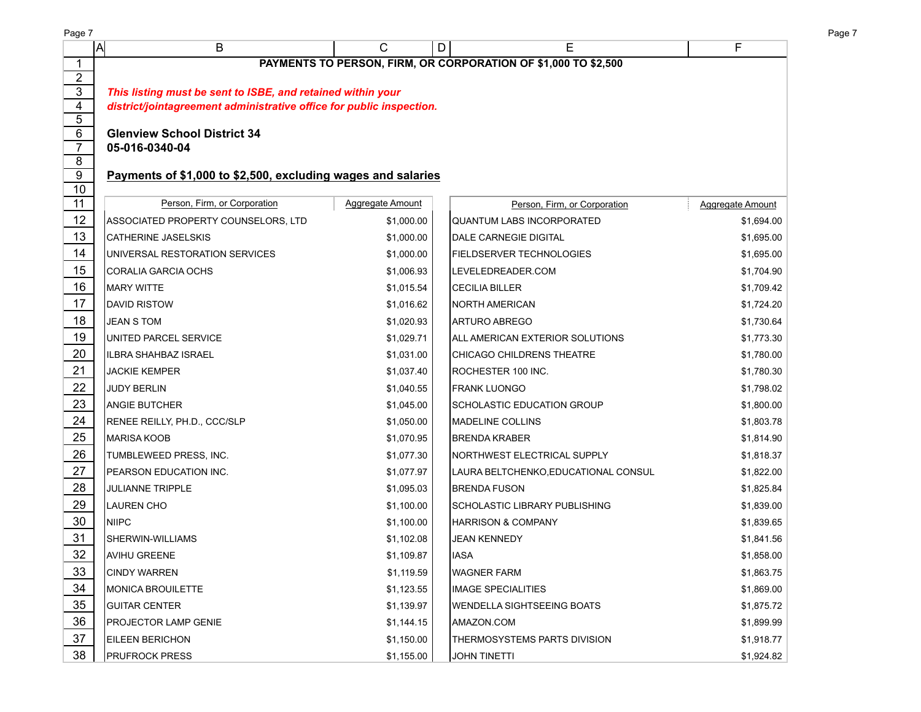**PAYMENTS TO PERSON, FIRM, OR CORPORATION OF $1,000 TO $2,500**

***This listing must be sent to ISBE, and retained within your district/jointagreement administrative office for public inspection.***

**Glenview School District 34**
**05-016-0340-04**

**Payments of $1,000 to $2,500, excluding wages and salaries**

| Person, Firm, or Corporation | Aggregate Amount | Person, Firm, or Corporation | Aggregate Amount |
|---|---|---|---|
| ASSOCIATED PROPERTY COUNSELORS, LTD | $1,000.00 | QUANTUM LABS INCORPORATED | $1,694.00 |
| CATHERINE JASELSKIS | $1,000.00 | DALE CARNEGIE DIGITAL | $1,695.00 |
| UNIVERSAL RESTORATION SERVICES | $1,000.00 | FIELDSERVER TECHNOLOGIES | $1,695.00 |
| CORALIA GARCIA OCHS | $1,006.93 | LEVELEDREADER.COM | $1,704.90 |
| MARY WITTE | $1,015.54 | CECILIA BILLER | $1,709.42 |
| DAVID RISTOW | $1,016.62 | NORTH AMERICAN | $1,724.20 |
| JEAN S TOM | $1,020.93 | ARTURO ABREGO | $1,730.64 |
| UNITED PARCEL SERVICE | $1,029.71 | ALL AMERICAN EXTERIOR SOLUTIONS | $1,773.30 |
| ILBRA SHAHBAZ ISRAEL | $1,031.00 | CHICAGO CHILDRENS THEATRE | $1,780.00 |
| JACKIE KEMPER | $1,037.40 | ROCHESTER 100 INC. | $1,780.30 |
| JUDY BERLIN | $1,040.55 | FRANK LUONGO | $1,798.02 |
| ANGIE BUTCHER | $1,045.00 | SCHOLASTIC EDUCATION GROUP | $1,800.00 |
| RENEE REILLY, PH.D., CCC/SLP | $1,050.00 | MADELINE COLLINS | $1,803.78 |
| MARISA KOOB | $1,070.95 | BRENDA KRABER | $1,814.90 |
| TUMBLEWEED PRESS, INC. | $1,077.30 | NORTHWEST ELECTRICAL SUPPLY | $1,818.37 |
| PEARSON EDUCATION INC. | $1,077.97 | LAURA BELTCHENKO,EDUCATIONAL CONSUL | $1,822.00 |
| JULIANNE TRIPPLE | $1,095.03 | BRENDA FUSON | $1,825.84 |
| LAUREN CHO | $1,100.00 | SCHOLASTIC LIBRARY PUBLISHING | $1,839.00 |
| NIIPC | $1,100.00 | HARRISON & COMPANY | $1,839.65 |
| SHERWIN-WILLIAMS | $1,102.08 | JEAN KENNEDY | $1,841.56 |
| AVIHU GREENE | $1,109.87 | IASA | $1,858.00 |
| CINDY WARREN | $1,119.59 | WAGNER FARM | $1,863.75 |
| MONICA BROUILETTE | $1,123.55 | IMAGE SPECIALITIES | $1,869.00 |
| GUITAR CENTER | $1,139.97 | WENDELLA SIGHTSEEING BOATS | $1,875.72 |
| PROJECTOR LAMP GENIE | $1,144.15 | AMAZON.COM | $1,899.99 |
| EILEEN BERICHON | $1,150.00 | THERMOSYSTEMS PARTS DIVISION | $1,918.77 |
| PRUFROCK PRESS | $1,155.00 | JOHN TINETTI | $1,924.82 |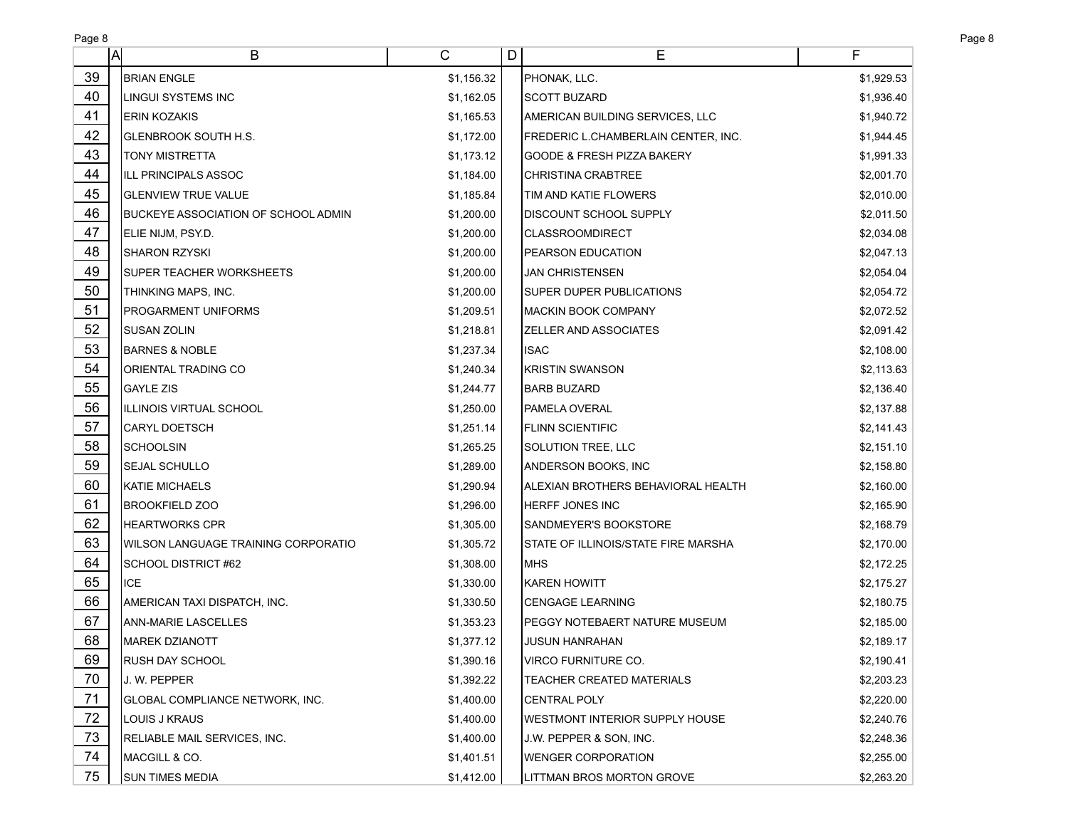| | A | B | C | D | E | F |
|---|---|---|---|---|---|---|
| 39 | | BRIAN ENGLE | $1,156.32 | | PHONAK, LLC. | $1,929.53 |
| 40 | | LINGUI SYSTEMS INC | $1,162.05 | | SCOTT BUZARD | $1,936.40 |
| 41 | | ERIN KOZAKIS | $1,165.53 | | AMERICAN BUILDING SERVICES, LLC | $1,940.72 |
| 42 | | GLENBROOK SOUTH H.S. | $1,172.00 | | FREDERIC L.CHAMBERLAIN CENTER, INC. | $1,944.45 |
| 43 | | TONY MISTRETTA | $1,173.12 | | GOODE & FRESH PIZZA BAKERY | $1,991.33 |
| 44 | | ILL PRINCIPALS ASSOC | $1,184.00 | | CHRISTINA CRABTREE | $2,001.70 |
| 45 | | GLENVIEW TRUE VALUE | $1,185.84 | | TIM AND KATIE FLOWERS | $2,010.00 |
| 46 | | BUCKEYE ASSOCIATION OF SCHOOL ADMIN | $1,200.00 | | DISCOUNT SCHOOL SUPPLY | $2,011.50 |
| 47 | | ELIE NIJM, PSY.D. | $1,200.00 | | CLASSROOMDIRECT | $2,034.08 |
| 48 | | SHARON RZYSKI | $1,200.00 | | PEARSON EDUCATION | $2,047.13 |
| 49 | | SUPER TEACHER WORKSHEETS | $1,200.00 | | JAN CHRISTENSEN | $2,054.04 |
| 50 | | THINKING MAPS, INC. | $1,200.00 | | SUPER DUPER PUBLICATIONS | $2,054.72 |
| 51 | | PROGARMENT UNIFORMS | $1,209.51 | | MACKIN BOOK COMPANY | $2,072.52 |
| 52 | | SUSAN ZOLIN | $1,218.81 | | ZELLER AND ASSOCIATES | $2,091.42 |
| 53 | | BARNES & NOBLE | $1,237.34 | | ISAC | $2,108.00 |
| 54 | | ORIENTAL TRADING CO | $1,240.34 | | KRISTIN SWANSON | $2,113.63 |
| 55 | | GAYLE ZIS | $1,244.77 | | BARB BUZARD | $2,136.40 |
| 56 | | ILLINOIS VIRTUAL SCHOOL | $1,250.00 | | PAMELA OVERAL | $2,137.88 |
| 57 | | CARYL DOETSCH | $1,251.14 | | FLINN SCIENTIFIC | $2,141.43 |
| 58 | | SCHOOLSIN | $1,265.25 | | SOLUTION TREE, LLC | $2,151.10 |
| 59 | | SEJAL SCHULLO | $1,289.00 | | ANDERSON BOOKS, INC | $2,158.80 |
| 60 | | KATIE MICHAELS | $1,290.94 | | ALEXIAN BROTHERS BEHAVIORAL HEALTH | $2,160.00 |
| 61 | | BROOKFIELD ZOO | $1,296.00 | | HERFF JONES INC | $2,165.90 |
| 62 | | HEARTWORKS CPR | $1,305.00 | | SANDMEYER'S BOOKSTORE | $2,168.79 |
| 63 | | WILSON LANGUAGE TRAINING CORPORATIO | $1,305.72 | | STATE OF ILLINOIS/STATE FIRE MARSHA | $2,170.00 |
| 64 | | SCHOOL DISTRICT #62 | $1,308.00 | | MHS | $2,172.25 |
| 65 | | ICE | $1,330.00 | | KAREN HOWITT | $2,175.27 |
| 66 | | AMERICAN TAXI DISPATCH, INC. | $1,330.50 | | CENGAGE LEARNING | $2,180.75 |
| 67 | | ANN-MARIE LASCELLES | $1,353.23 | | PEGGY NOTEBAERT NATURE MUSEUM | $2,185.00 |
| 68 | | MAREK DZIANOTT | $1,377.12 | | JUSUN HANRAHAN | $2,189.17 |
| 69 | | RUSH DAY SCHOOL | $1,390.16 | | VIRCO FURNITURE CO. | $2,190.41 |
| 70 | | J. W. PEPPER | $1,392.22 | | TEACHER CREATED MATERIALS | $2,203.23 |
| 71 | | GLOBAL COMPLIANCE NETWORK, INC. | $1,400.00 | | CENTRAL POLY | $2,220.00 |
| 72 | | LOUIS J KRAUS | $1,400.00 | | WESTMONT INTERIOR SUPPLY HOUSE | $2,240.76 |
| 73 | | RELIABLE MAIL SERVICES, INC. | $1,400.00 | | J.W. PEPPER & SON, INC. | $2,248.36 |
| 74 | | MACGILL & CO. | $1,401.51 | | WENGER CORPORATION | $2,255.00 |
| 75 | | SUN TIMES MEDIA | $1,412.00 | | LITTMAN BROS MORTON GROVE | $2,263.20 |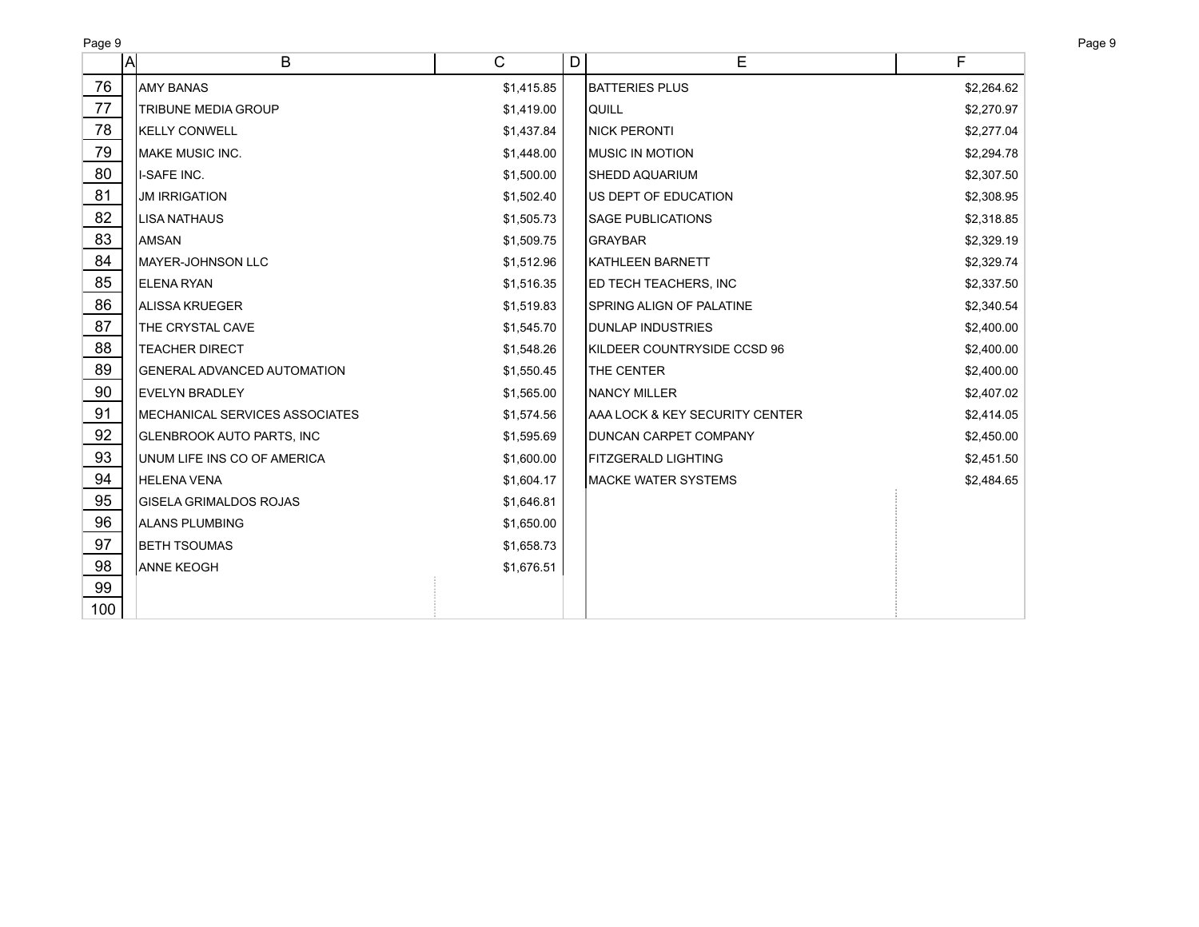| | A | B | C | D | E | F |
|---|---|---|---|---|---|---|
| 76 | | AMY BANAS | $1,415.85 | | BATTERIES PLUS | $2,264.62 |
| 77 | | TRIBUNE MEDIA GROUP | $1,419.00 | | QUILL | $2,270.97 |
| 78 | | KELLY CONWELL | $1,437.84 | | NICK PERONTI | $2,277.04 |
| 79 | | MAKE MUSIC INC. | $1,448.00 | | MUSIC IN MOTION | $2,294.78 |
| 80 | | I-SAFE INC. | $1,500.00 | | SHEDD AQUARIUM | $2,307.50 |
| 81 | | JM IRRIGATION | $1,502.40 | | US DEPT OF EDUCATION | $2,308.95 |
| 82 | | LISA NATHAUS | $1,505.73 | | SAGE PUBLICATIONS | $2,318.85 |
| 83 | | AMSAN | $1,509.75 | | GRAYBAR | $2,329.19 |
| 84 | | MAYER-JOHNSON LLC | $1,512.96 | | KATHLEEN BARNETT | $2,329.74 |
| 85 | | ELENA RYAN | $1,516.35 | | ED TECH TEACHERS, INC | $2,337.50 |
| 86 | | ALISSA KRUEGER | $1,519.83 | | SPRING ALIGN OF PALATINE | $2,340.54 |
| 87 | | THE CRYSTAL CAVE | $1,545.70 | | DUNLAP INDUSTRIES | $2,400.00 |
| 88 | | TEACHER DIRECT | $1,548.26 | | KILDEER COUNTRYSIDE CCSD 96 | $2,400.00 |
| 89 | | GENERAL ADVANCED AUTOMATION | $1,550.45 | | THE CENTER | $2,400.00 |
| 90 | | EVELYN BRADLEY | $1,565.00 | | NANCY MILLER | $2,407.02 |
| 91 | | MECHANICAL SERVICES ASSOCIATES | $1,574.56 | | AAA LOCK & KEY SECURITY CENTER | $2,414.05 |
| 92 | | GLENBROOK AUTO PARTS, INC | $1,595.69 | | DUNCAN CARPET COMPANY | $2,450.00 |
| 93 | | UNUM LIFE INS CO OF AMERICA | $1,600.00 | | FITZGERALD LIGHTING | $2,451.50 |
| 94 | | HELENA VENA | $1,604.17 | | MACKE WATER SYSTEMS | $2,484.65 |
| 95 | | GISELA GRIMALDOS ROJAS | $1,646.81 | | | |
| 96 | | ALANS PLUMBING | $1,650.00 | | | |
| 97 | | BETH TSOUMAS | $1,658.73 | | | |
| 98 | | ANNE KEOGH | $1,676.51 | | | |
| 99 | | | | | | |
| 100 | | | | | | |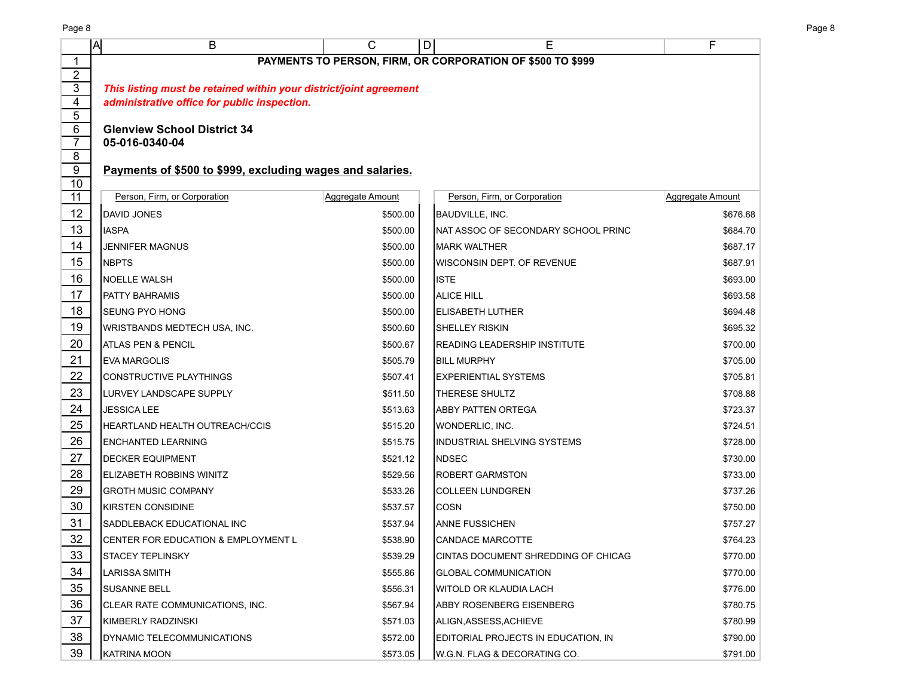**PAYMENTS TO PERSON, FIRM, OR CORPORATION OF $500 TO $999**

***This listing must be retained within your district/joint agreement administrative office for public inspection.***

**Glenview School District 34**
**05-016-0340-04**

**Payments of $500 to $999, excluding wages and salaries.**

| Person, Firm, or Corporation | Aggregate Amount |
|---|---|
| DAVID JONES | $500.00 |
| IASPA | $500.00 |
| JENNIFER MAGNUS | $500.00 |
| NBPTS | $500.00 |
| NOELLE WALSH | $500.00 |
| PATTY BAHRAMIS | $500.00 |
| SEUNG PYO HONG | $500.00 |
| WRISTBANDS MEDTECH USA, INC. | $500.60 |
| ATLAS PEN & PENCIL | $500.67 |
| EVA MARGOLIS | $505.79 |
| CONSTRUCTIVE PLAYTHINGS | $507.41 |
| LURVEY LANDSCAPE SUPPLY | $511.50 |
| JESSICA LEE | $513.63 |
| HEARTLAND HEALTH OUTREACH/CCIS | $515.20 |
| ENCHANTED LEARNING | $515.75 |
| DECKER EQUIPMENT | $521.12 |
| ELIZABETH ROBBINS WINITZ | $529.56 |
| GROTH MUSIC COMPANY | $533.26 |
| KIRSTEN CONSIDINE | $537.57 |
| SADDLEBACK EDUCATIONAL INC | $537.94 |
| CENTER FOR EDUCATION & EMPLOYMENT L | $538.90 |
| STACEY TEPLINSKY | $539.29 |
| LARISSA SMITH | $555.86 |
| SUSANNE BELL | $556.31 |
| CLEAR RATE COMMUNICATIONS, INC. | $567.94 |
| KIMBERLY RADZINSKI | $571.03 |
| DYNAMIC TELECOMMUNICATIONS | $572.00 |
| KATRINA MOON | $573.05 |
| BAUDVILLE, INC. | $676.68 |
| NAT ASSOC OF SECONDARY SCHOOL PRINC | $684.70 |
| MARK WALTHER | $687.17 |
| WISCONSIN DEPT. OF REVENUE | $687.91 |
| ISTE | $693.00 |
| ALICE HILL | $693.58 |
| ELISABETH LUTHER | $694.48 |
| SHELLEY RISKIN | $695.32 |
| READING LEADERSHIP INSTITUTE | $700.00 |
| BILL MURPHY | $705.00 |
| EXPERIENTIAL SYSTEMS | $705.81 |
| THERESE SHULTZ | $708.88 |
| ABBY PATTEN ORTEGA | $723.37 |
| WONDERLIC, INC. | $724.51 |
| INDUSTRIAL SHELVING SYSTEMS | $728.00 |
| NDSEC | $730.00 |
| ROBERT GARMSTON | $733.00 |
| COLLEEN LUNDGREN | $737.26 |
| COSN | $750.00 |
| ANNE FUSSICHEN | $757.27 |
| CANDACE MARCOTTE | $764.23 |
| CINTAS DOCUMENT SHREDDING OF CHICAG | $770.00 |
| GLOBAL COMMUNICATION | $770.00 |
| WITOLD OR KLAUDIA LACH | $776.00 |
| ABBY ROSENBERG EISENBERG | $780.75 |
| ALIGN,ASSESS,ACHIEVE | $780.99 |
| EDITORIAL PROJECTS IN EDUCATION, IN | $790.00 |
| W.G.N. FLAG & DECORATING CO. | $791.00 |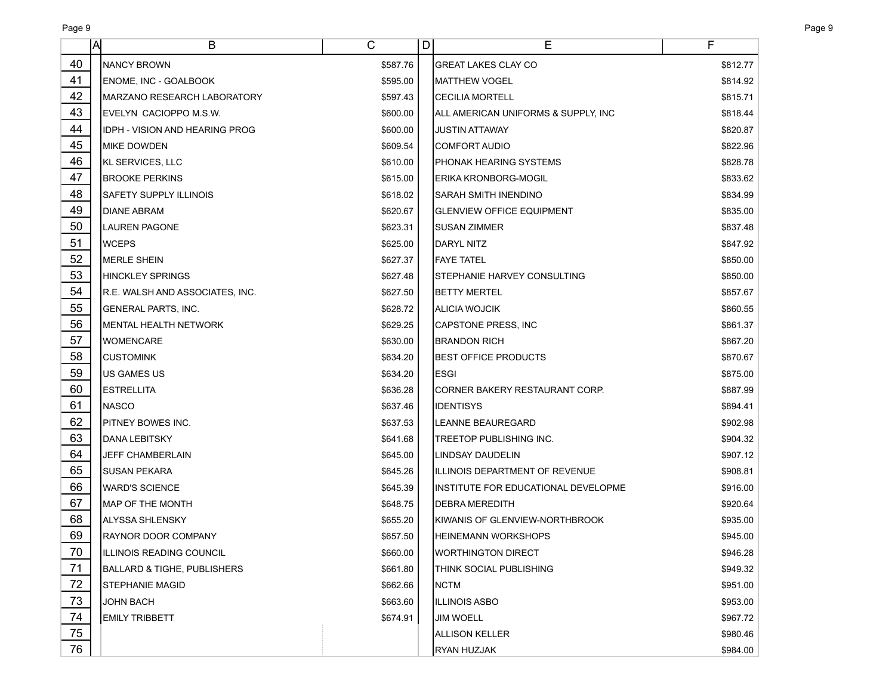| | A | B | C | D | E | F |
|---|---|---|---|---|---|---|
| 40 | | NANCY BROWN | $587.76 | | GREAT LAKES CLAY CO | $812.77 |
| 41 | | ENOME, INC - GOALBOOK | $595.00 | | MATTHEW VOGEL | $814.92 |
| 42 | | MARZANO RESEARCH LABORATORY | $597.43 | | CECILIA MORTELL | $815.71 |
| 43 | | EVELYN CACIOPPO M.S.W. | $600.00 | | ALL AMERICAN UNIFORMS & SUPPLY, INC | $818.44 |
| 44 | | IDPH - VISION AND HEARING PROG | $600.00 | | JUSTIN ATTAWAY | $820.87 |
| 45 | | MIKE DOWDEN | $609.54 | | COMFORT AUDIO | $822.96 |
| 46 | | KL SERVICES, LLC | $610.00 | | PHONAK HEARING SYSTEMS | $828.78 |
| 47 | | BROOKE PERKINS | $615.00 | | ERIKA KRONBORG-MOGIL | $833.62 |
| 48 | | SAFETY SUPPLY ILLINOIS | $618.02 | | SARAH SMITH INENDINO | $834.99 |
| 49 | | DIANE ABRAM | $620.67 | | GLENVIEW OFFICE EQUIPMENT | $835.00 |
| 50 | | LAUREN PAGONE | $623.31 | | SUSAN ZIMMER | $837.48 |
| 51 | | WCEPS | $625.00 | | DARYL NITZ | $847.92 |
| 52 | | MERLE SHEIN | $627.37 | | FAYE TATEL | $850.00 |
| 53 | | HINCKLEY SPRINGS | $627.48 | | STEPHANIE HARVEY CONSULTING | $850.00 |
| 54 | | R.E. WALSH AND ASSOCIATES, INC. | $627.50 | | BETTY MERTEL | $857.67 |
| 55 | | GENERAL PARTS, INC. | $628.72 | | ALICIA WOJCIK | $860.55 |
| 56 | | MENTAL HEALTH NETWORK | $629.25 | | CAPSTONE PRESS, INC | $861.37 |
| 57 | | WOMENCARE | $630.00 | | BRANDON RICH | $867.20 |
| 58 | | CUSTOMINK | $634.20 | | BEST OFFICE PRODUCTS | $870.67 |
| 59 | | US GAMES US | $634.20 | | ESGI | $875.00 |
| 60 | | ESTRELLITA | $636.28 | | CORNER BAKERY RESTAURANT CORP. | $887.99 |
| 61 | | NASCO | $637.46 | | IDENTISYS | $894.41 |
| 62 | | PITNEY BOWES INC. | $637.53 | | LEANNE BEAUREGARD | $902.98 |
| 63 | | DANA LEBITSKY | $641.68 | | TREETOP PUBLISHING INC. | $904.32 |
| 64 | | JEFF CHAMBERLAIN | $645.00 | | LINDSAY DAUDELIN | $907.12 |
| 65 | | SUSAN PEKARA | $645.26 | | ILLINOIS DEPARTMENT OF REVENUE | $908.81 |
| 66 | | WARD'S SCIENCE | $645.39 | | INSTITUTE FOR EDUCATIONAL DEVELOPME | $916.00 |
| 67 | | MAP OF THE MONTH | $648.75 | | DEBRA MEREDITH | $920.64 |
| 68 | | ALYSSA SHLENSKY | $655.20 | | KIWANIS OF GLENVIEW-NORTHBROOK | $935.00 |
| 69 | | RAYNOR DOOR COMPANY | $657.50 | | HEINEMANN WORKSHOPS | $945.00 |
| 70 | | ILLINOIS READING COUNCIL | $660.00 | | WORTHINGTON DIRECT | $946.28 |
| 71 | | BALLARD & TIGHE, PUBLISHERS | $661.80 | | THINK SOCIAL PUBLISHING | $949.32 |
| 72 | | STEPHANIE MAGID | $662.66 | | NCTM | $951.00 |
| 73 | | JOHN BACH | $663.60 | | ILLINOIS ASBO | $953.00 |
| 74 | | EMILY TRIBBETT | $674.91 | | JIM WOELL | $967.72 |
| 75 | | | | | ALLISON KELLER | $980.46 |
| 76 | | | | | RYAN HUZJAK | $984.00 |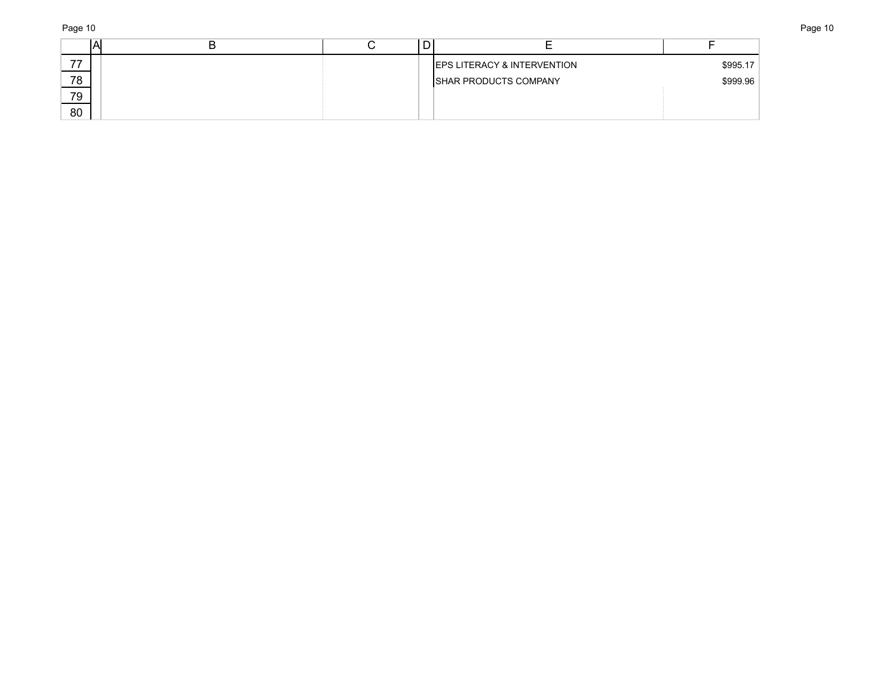|  | A | B | C | D | E | F |
|---|---|---|---|---|---|---|
| 77 |  |  |  |  | EPS LITERACY & INTERVENTION | $995.17 |
| 78 |  |  |  |  | SHAR PRODUCTS COMPANY | $999.96 |
| 79 |  |  |  |  |  |  |
| 80 |  |  |  |  |  |  |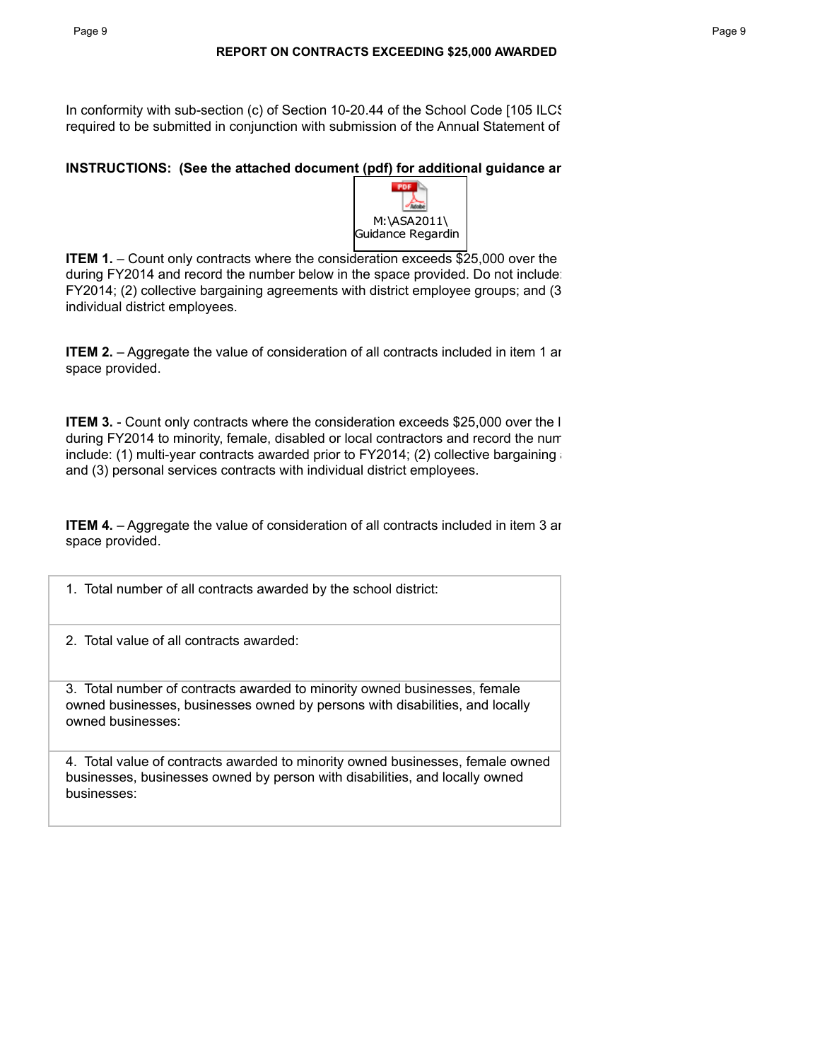## REPORT ON CONTRACTS EXCEEDING $25,000 AWARDED

In conformity with sub-section (c) of Section 10-20.44 of the School Code [105 ILCS
required to be submitted in conjunction with submission of the Annual Statement of

**INSTRUCTIONS: (See the attached document (pdf) for additional guidance ar**

M:\ASA2011\
Guidance Regardin

**ITEM 1.** – Count only contracts where the consideration exceeds $25,000 over the
during FY2014 and record the number below in the space provided. Do not include
FY2014; (2) collective bargaining agreements with district employee groups; and (3
individual district employees.

**ITEM 2.** – Aggregate the value of consideration of all contracts included in item 1 ar
space provided.

**ITEM 3.** - Count only contracts where the consideration exceeds $25,000 over the l
during FY2014 to minority, female, disabled or local contractors and record the num
include: (1) multi-year contracts awarded prior to FY2014; (2) collective bargaining
and (3) personal services contracts with individual district employees.

**ITEM 4.** – Aggregate the value of consideration of all contracts included in item 3 ar
space provided.

| |
|---|
| 1. Total number of all contracts awarded by the school district: |
| 2. Total value of all contracts awarded: |
| 3. Total number of contracts awarded to minority owned businesses, female owned businesses, businesses owned by persons with disabilities, and locally owned businesses: |
| 4. Total value of contracts awarded to minority owned businesses, female owned businesses, businesses owned by person with disabilities, and locally owned businesses: |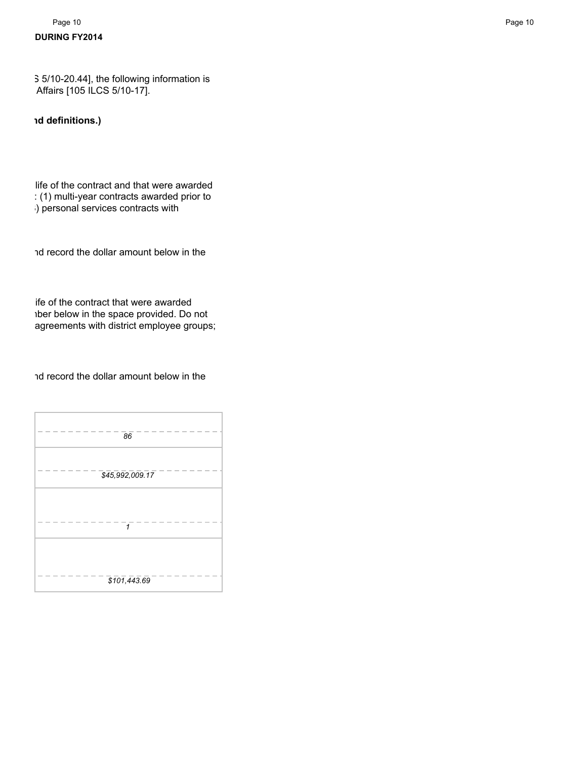**DURING FY2014**

S 5/10-20.44], the following information is
Affairs [105 ILCS 5/10-17].

**nd definitions.)**

life of the contract and that were awarded
: (1) multi-year contracts awarded prior to
) personal services contracts with

nd record the dollar amount below in the

ife of the contract that were awarded
nber below in the space provided. Do not
agreements with district employee groups;

nd record the dollar amount below in the

| |
|---|
| *86* |
| *$45,992,009.17* |
| *1* |
| *$101,443.69* |